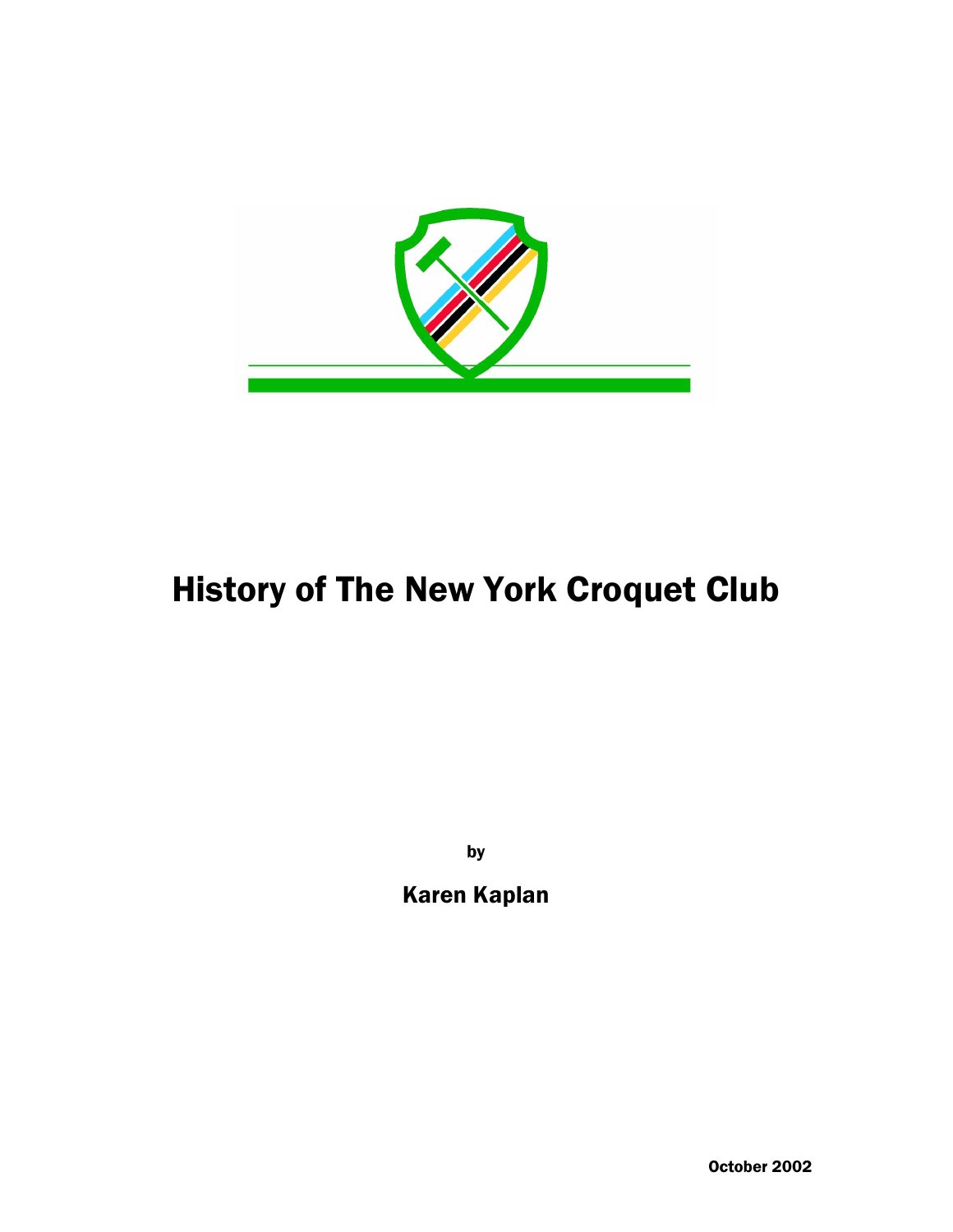# History of The New York Croquet Club

by

**Karen Kaplan**

**October 2002**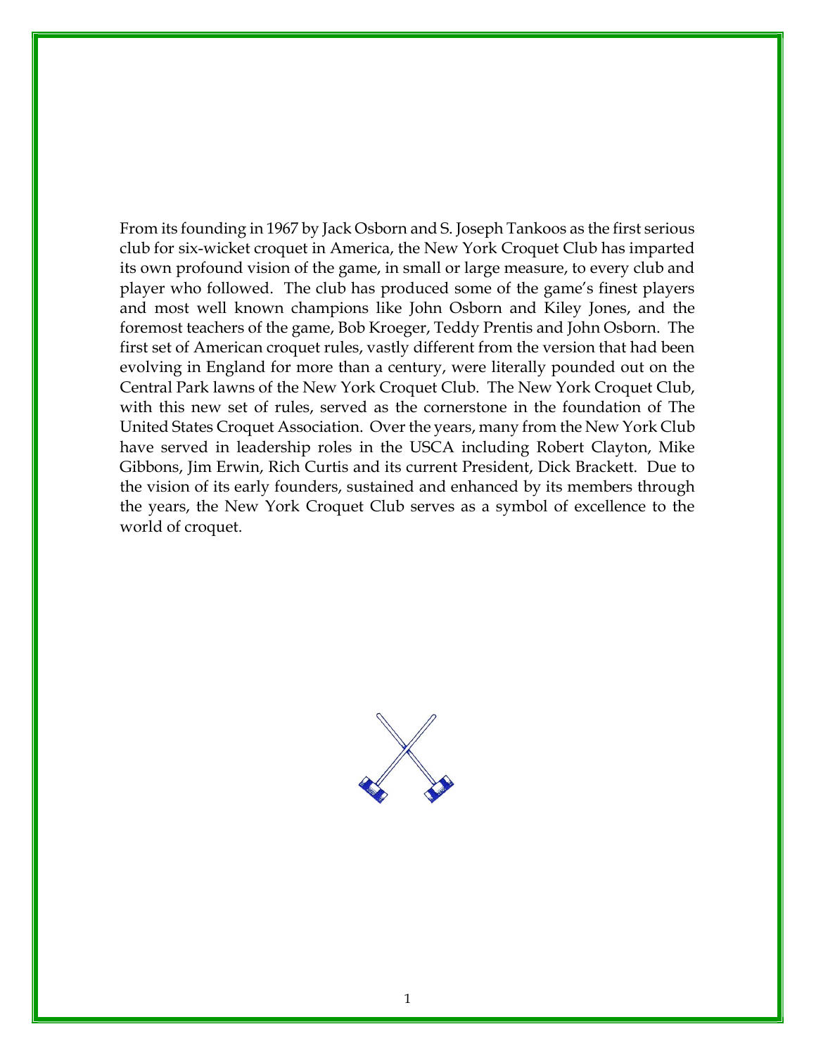From its founding in 1967 by Jack Osborn and S. Joseph Tankoos as the first serious club for six-wicket croquet in America, the New York Croquet Club has imparted its own profound vision of the game, in small or large measure, to every club and player who followed. The club has produced some of the game's finest players and most well known champions like John Osborn and Kiley Jones, and the foremost teachers of the game, Bob Kroeger, Teddy Prentis and John Osborn. The first set of American croquet rules, vastly different from the version that had been evolving in England for more than a century, were literally pounded out on the Central Park lawns of the New York Croquet Club. The New York Croquet Club, with this new set of rules, served as the cornerstone in the foundation of The United States Croquet Association. Over the years, many from the New York Club have served in leadership roles in the USCA including Robert Clayton, Mike Gibbons, Jim Erwin, Rich Curtis and its current President, Dick Brackett. Due to the vision of its early founders, sustained and enhanced by its members through the years, the New York Croquet Club serves as a symbol of excellence to the world of croquet.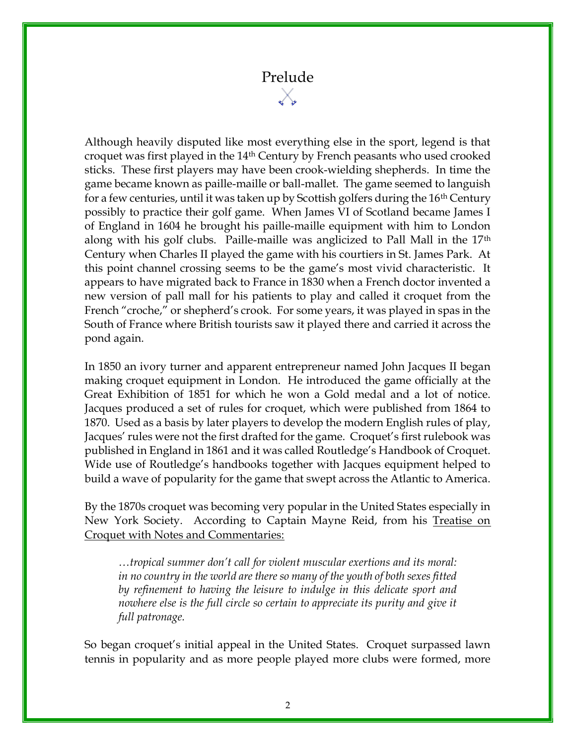# Prelude

Although heavily disputed like most everything else in the sport, legend is that croquet was first played in the 14th Century by French peasants who used crooked sticks. These first players may have been crook-wielding shepherds. In time the game became known as paille-maille or ball-mallet. The game seemed to languish for a few centuries, until it was taken up by Scottish golfers during the 16th Century possibly to practice their golf game. When James VI of Scotland became James I of England in 1604 he brought his paille-maille equipment with him to London along with his golf clubs. Paille-maille was anglicized to Pall Mall in the 17th Century when Charles II played the game with his courtiers in St. James Park. At this point channel crossing seems to be the game's most vivid characteristic. It appears to have migrated back to France in 1830 when a French doctor invented a new version of pall mall for his patients to play and called it croquet from the French "croche," or shepherd's crook. For some years, it was played in spas in the South of France where British tourists saw it played there and carried it across the pond again.

In 1850 an ivory turner and apparent entrepreneur named John Jacques II began making croquet equipment in London. He introduced the game officially at the Great Exhibition of 1851 for which he won a Gold medal and a lot of notice. Jacques produced a set of rules for croquet, which were published from 1864 to 1870. Used as a basis by later players to develop the modern English rules of play, Jacques' rules were not the first drafted for the game. Croquet's first rulebook was published in England in 1861 and it was called Routledge's Handbook of Croquet. Wide use of Routledge's handbooks together with Jacques equipment helped to build a wave of popularity for the game that swept across the Atlantic to America.

By the 1870s croquet was becoming very popular in the United States especially in New York Society. According to Captain Mayne Reid, from his Treatise on Croquet with Notes and Commentaries:

> *…tropical summer don't call for violent muscular exertions and its moral: in no country in the world are there so many of the youth of both sexes fitted by refinement to having the leisure to indulge in this delicate sport and nowhere else is the full circle so certain to appreciate its purity and give it full patronage.*

So began croquet's initial appeal in the United States. Croquet surpassed lawn tennis in popularity and as more people played more clubs were formed, more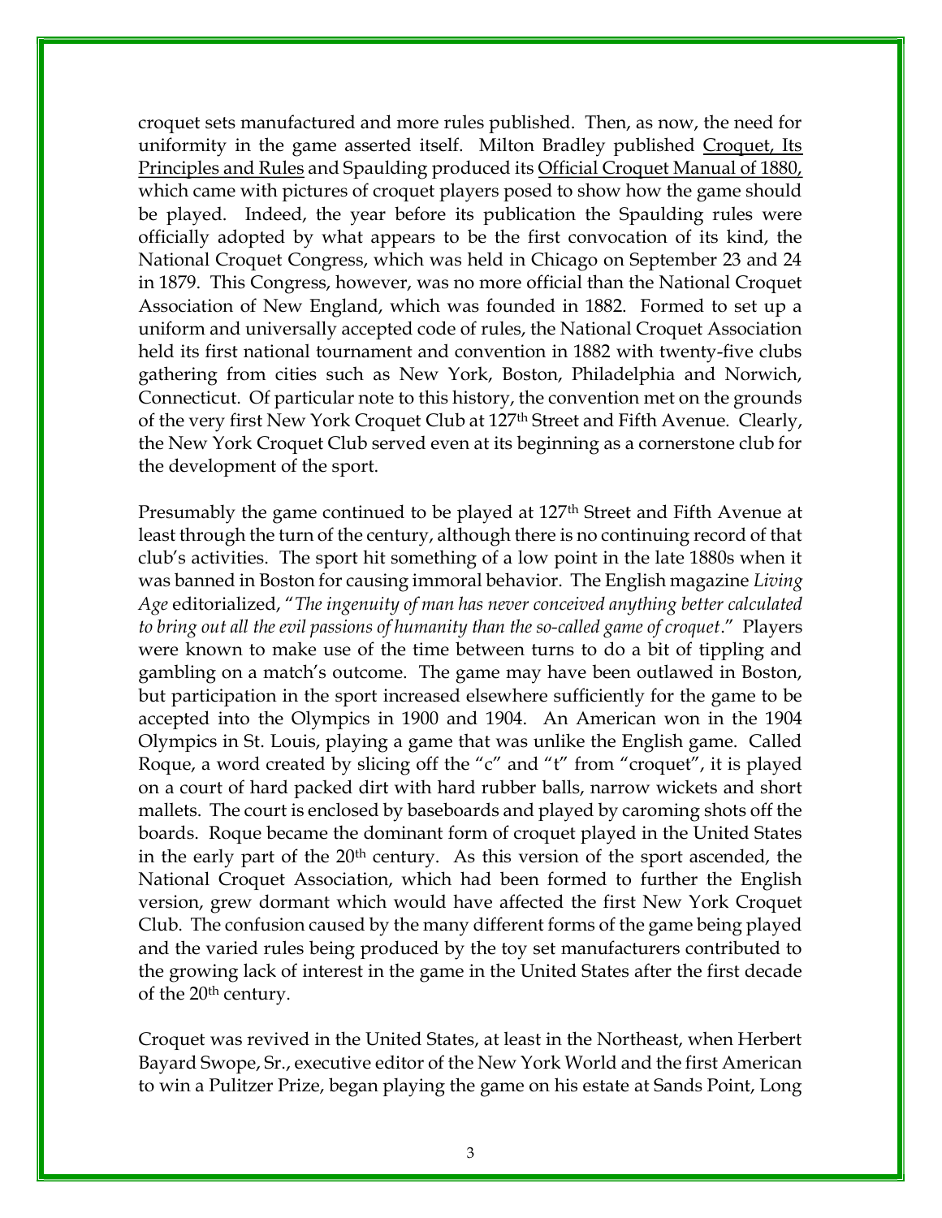croquet sets manufactured and more rules published. Then, as now, the need for uniformity in the game asserted itself. Milton Bradley published <u>Croquet, Its Principles and Rules</u> and Spaulding produced its <u>Official Croquet Manual of 1880,</u> which came with pictures of croquet players posed to show how the game should be played. Indeed, the year before its publication the Spaulding rules were officially adopted by what appears to be the first convocation of its kind, the National Croquet Congress, which was held in Chicago on September 23 and 24 in 1879. This Congress, however, was no more official than the National Croquet Association of New England, which was founded in 1882. Formed to set up a uniform and universally accepted code of rules, the National Croquet Association held its first national tournament and convention in 1882 with twenty-five clubs gathering from cities such as New York, Boston, Philadelphia and Norwich, Connecticut. Of particular note to this history, the convention met on the grounds of the very first New York Croquet Club at 127th Street and Fifth Avenue. Clearly, the New York Croquet Club served even at its beginning as a cornerstone club for the development of the sport.

Presumably the game continued to be played at 127th Street and Fifth Avenue at least through the turn of the century, although there is no continuing record of that club's activities. The sport hit something of a low point in the late 1880s when it was banned in Boston for causing immoral behavior. The English magazine *Living Age* editorialized, "*The ingenuity of man has never conceived anything better calculated to bring out all the evil passions of humanity than the so-called game of croquet*." Players were known to make use of the time between turns to do a bit of tippling and gambling on a match's outcome. The game may have been outlawed in Boston, but participation in the sport increased elsewhere sufficiently for the game to be accepted into the Olympics in 1900 and 1904. An American won in the 1904 Olympics in St. Louis, playing a game that was unlike the English game. Called Roque, a word created by slicing off the "c" and "t" from "croquet", it is played on a court of hard packed dirt with hard rubber balls, narrow wickets and short mallets. The court is enclosed by baseboards and played by caroming shots off the boards. Roque became the dominant form of croquet played in the United States in the early part of the 20th century. As this version of the sport ascended, the National Croquet Association, which had been formed to further the English version, grew dormant which would have affected the first New York Croquet Club. The confusion caused by the many different forms of the game being played and the varied rules being produced by the toy set manufacturers contributed to the growing lack of interest in the game in the United States after the first decade of the 20th century.

Croquet was revived in the United States, at least in the Northeast, when Herbert Bayard Swope, Sr., executive editor of the New York World and the first American to win a Pulitzer Prize, began playing the game on his estate at Sands Point, Long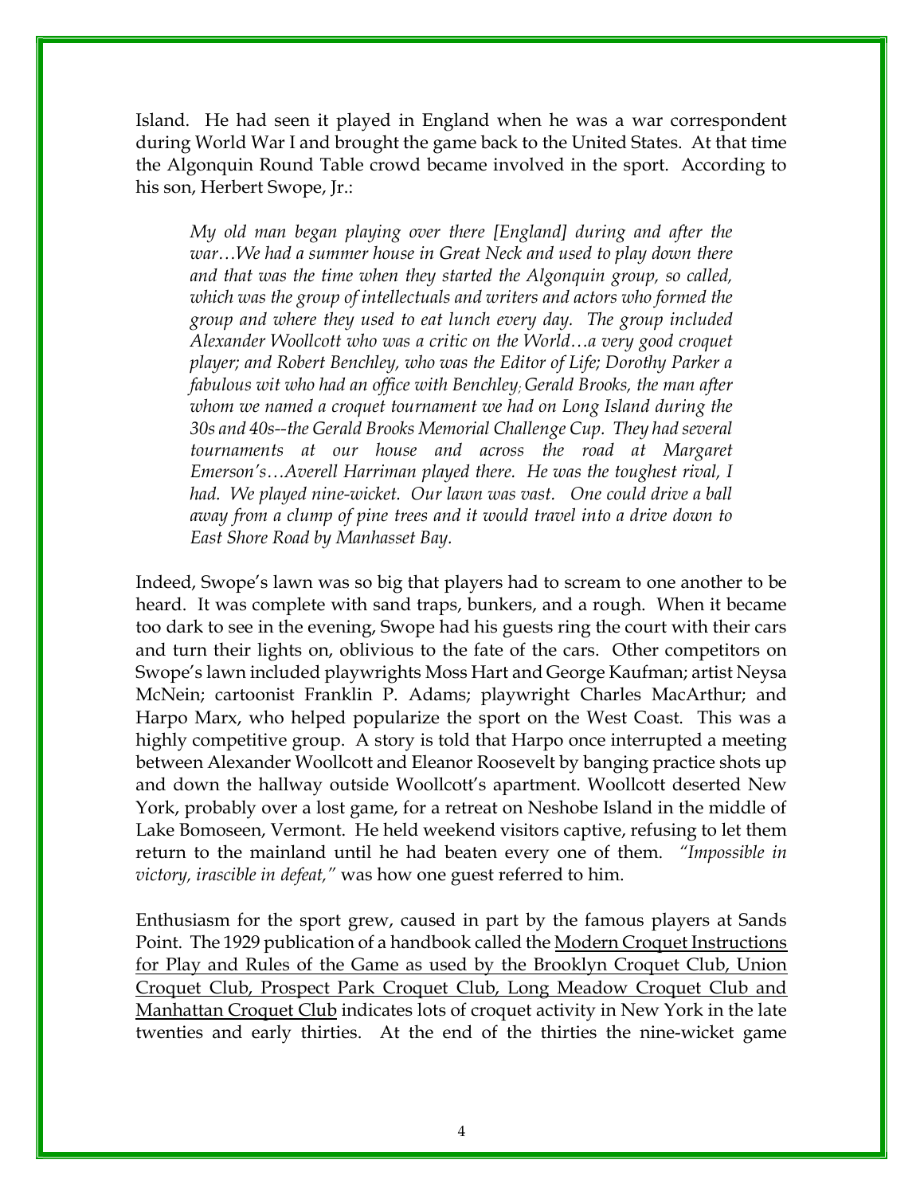Island. He had seen it played in England when he was a war correspondent during World War I and brought the game back to the United States. At that time the Algonquin Round Table crowd became involved in the sport. According to his son, Herbert Swope, Jr.:

> *My old man began playing over there [England] during and after the war…We had a summer house in Great Neck and used to play down there and that was the time when they started the Algonquin group, so called, which was the group of intellectuals and writers and actors who formed the group and where they used to eat lunch every day. The group included Alexander Woollcott who was a critic on the World…a very good croquet player; and Robert Benchley, who was the Editor of Life; Dorothy Parker a fabulous wit who had an office with Benchley; Gerald Brooks, the man after whom we named a croquet tournament we had on Long Island during the 30s and 40s--the Gerald Brooks Memorial Challenge Cup. They had several tournaments at our house and across the road at Margaret Emerson's…Averell Harriman played there. He was the toughest rival, I had. We played nine-wicket. Our lawn was vast. One could drive a ball away from a clump of pine trees and it would travel into a drive down to East Shore Road by Manhasset Bay.*

Indeed, Swope's lawn was so big that players had to scream to one another to be heard. It was complete with sand traps, bunkers, and a rough. When it became too dark to see in the evening, Swope had his guests ring the court with their cars and turn their lights on, oblivious to the fate of the cars. Other competitors on Swope's lawn included playwrights Moss Hart and George Kaufman; artist Neysa McNein; cartoonist Franklin P. Adams; playwright Charles MacArthur; and Harpo Marx, who helped popularize the sport on the West Coast. This was a highly competitive group. A story is told that Harpo once interrupted a meeting between Alexander Woollcott and Eleanor Roosevelt by banging practice shots up and down the hallway outside Woollcott's apartment. Woollcott deserted New York, probably over a lost game, for a retreat on Neshobe Island in the middle of Lake Bomoseen, Vermont. He held weekend visitors captive, refusing to let them return to the mainland until he had beaten every one of them. *"Impossible in victory, irascible in defeat,"* was how one guest referred to him.

Enthusiasm for the sport grew, caused in part by the famous players at Sands Point. The 1929 publication of a handbook called the <u>Modern Croquet Instructions for Play and Rules of the Game as used by the Brooklyn Croquet Club, Union Croquet Club, Prospect Park Croquet Club, Long Meadow Croquet Club and Manhattan Croquet Club</u> indicates lots of croquet activity in New York in the late twenties and early thirties. At the end of the thirties the nine-wicket game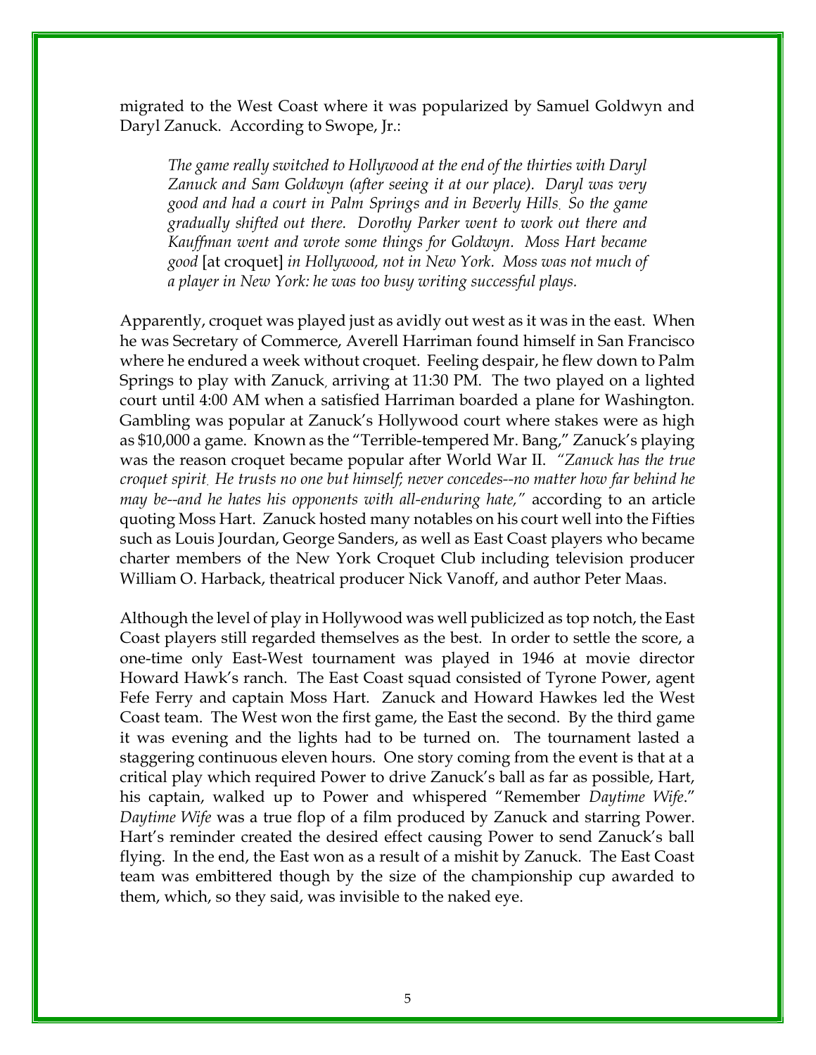migrated to the West Coast where it was popularized by Samuel Goldwyn and Daryl Zanuck. According to Swope, Jr.:

> *The game really switched to Hollywood at the end of the thirties with Daryl Zanuck and Sam Goldwyn (after seeing it at our place). Daryl was very good and had a court in Palm Springs and in Beverly Hills. So the game gradually shifted out there. Dorothy Parker went to work out there and Kauffman went and wrote some things for Goldwyn. Moss Hart became good* [at croquet] *in Hollywood, not in New York. Moss was not much of a player in New York: he was too busy writing successful plays.*

Apparently, croquet was played just as avidly out west as it was in the east. When he was Secretary of Commerce, Averell Harriman found himself in San Francisco where he endured a week without croquet. Feeling despair, he flew down to Palm Springs to play with Zanuck, arriving at 11:30 PM. The two played on a lighted court until 4:00 AM when a satisfied Harriman boarded a plane for Washington. Gambling was popular at Zanuck's Hollywood court where stakes were as high as $10,000 a game. Known as the "Terrible-tempered Mr. Bang," Zanuck's playing was the reason croquet became popular after World War II. *"Zanuck has the true croquet spirit. He trusts no one but himself; never concedes--no matter how far behind he may be--and he hates his opponents with all-enduring hate,"* according to an article quoting Moss Hart. Zanuck hosted many notables on his court well into the Fifties such as Louis Jourdan, George Sanders, as well as East Coast players who became charter members of the New York Croquet Club including television producer William O. Harback, theatrical producer Nick Vanoff, and author Peter Maas.

Although the level of play in Hollywood was well publicized as top notch, the East Coast players still regarded themselves as the best. In order to settle the score, a one-time only East-West tournament was played in 1946 at movie director Howard Hawk's ranch. The East Coast squad consisted of Tyrone Power, agent Fefe Ferry and captain Moss Hart. Zanuck and Howard Hawkes led the West Coast team. The West won the first game, the East the second. By the third game it was evening and the lights had to be turned on. The tournament lasted a staggering continuous eleven hours. One story coming from the event is that at a critical play which required Power to drive Zanuck's ball as far as possible, Hart, his captain, walked up to Power and whispered "Remember *Daytime Wife*." *Daytime Wife* was a true flop of a film produced by Zanuck and starring Power. Hart's reminder created the desired effect causing Power to send Zanuck's ball flying. In the end, the East won as a result of a mishit by Zanuck. The East Coast team was embittered though by the size of the championship cup awarded to them, which, so they said, was invisible to the naked eye.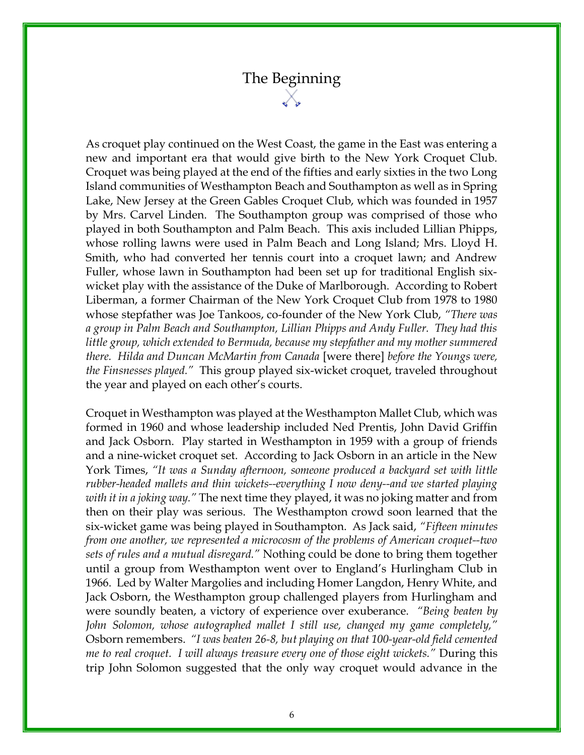# The Beginning

As croquet play continued on the West Coast, the game in the East was entering a new and important era that would give birth to the New York Croquet Club. Croquet was being played at the end of the fifties and early sixties in the two Long Island communities of Westhampton Beach and Southampton as well as in Spring Lake, New Jersey at the Green Gables Croquet Club, which was founded in 1957 by Mrs. Carvel Linden. The Southampton group was comprised of those who played in both Southampton and Palm Beach. This axis included Lillian Phipps, whose rolling lawns were used in Palm Beach and Long Island; Mrs. Lloyd H. Smith, who had converted her tennis court into a croquet lawn; and Andrew Fuller, whose lawn in Southampton had been set up for traditional English six-wicket play with the assistance of the Duke of Marlborough. According to Robert Liberman, a former Chairman of the New York Croquet Club from 1978 to 1980 whose stepfather was Joe Tankoos, co-founder of the New York Club, *"There was a group in Palm Beach and Southampton, Lillian Phipps and Andy Fuller. They had this little group, which extended to Bermuda, because my stepfather and my mother summered there. Hilda and Duncan McMartin from Canada* [were there] *before the Youngs were, the Finsnesses played."* This group played six-wicket croquet, traveled throughout the year and played on each other's courts.

Croquet in Westhampton was played at the Westhampton Mallet Club, which was formed in 1960 and whose leadership included Ned Prentis, John David Griffin and Jack Osborn. Play started in Westhampton in 1959 with a group of friends and a nine-wicket croquet set. According to Jack Osborn in an article in the New York Times, *"It was a Sunday afternoon, someone produced a backyard set with little rubber-headed mallets and thin wickets--everything I now deny--and we started playing with it in a joking way."* The next time they played, it was no joking matter and from then on their play was serious. The Westhampton crowd soon learned that the six-wicket game was being played in Southampton. As Jack said, *"Fifteen minutes from one another, we represented a microcosm of the problems of American croquet--two sets of rules and a mutual disregard."* Nothing could be done to bring them together until a group from Westhampton went over to England's Hurlingham Club in 1966. Led by Walter Margolies and including Homer Langdon, Henry White, and Jack Osborn, the Westhampton group challenged players from Hurlingham and were soundly beaten, a victory of experience over exuberance. *"Being beaten by John Solomon, whose autographed mallet I still use, changed my game completely,"* Osborn remembers. *"I was beaten 26-8, but playing on that 100-year-old field cemented me to real croquet. I will always treasure every one of those eight wickets."* During this trip John Solomon suggested that the only way croquet would advance in the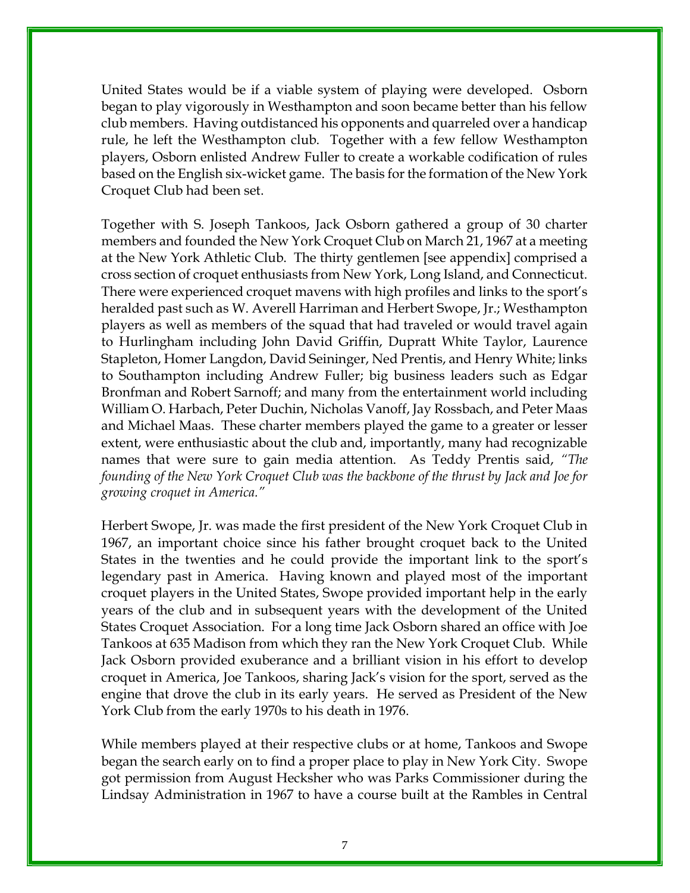United States would be if a viable system of playing were developed. Osborn began to play vigorously in Westhampton and soon became better than his fellow club members. Having outdistanced his opponents and quarreled over a handicap rule, he left the Westhampton club. Together with a few fellow Westhampton players, Osborn enlisted Andrew Fuller to create a workable codification of rules based on the English six-wicket game. The basis for the formation of the New York Croquet Club had been set.

Together with S. Joseph Tankoos, Jack Osborn gathered a group of 30 charter members and founded the New York Croquet Club on March 21, 1967 at a meeting at the New York Athletic Club. The thirty gentlemen [see appendix] comprised a cross section of croquet enthusiasts from New York, Long Island, and Connecticut. There were experienced croquet mavens with high profiles and links to the sport's heralded past such as W. Averell Harriman and Herbert Swope, Jr.; Westhampton players as well as members of the squad that had traveled or would travel again to Hurlingham including John David Griffin, Dupratt White Taylor, Laurence Stapleton, Homer Langdon, David Seininger, Ned Prentis, and Henry White; links to Southampton including Andrew Fuller; big business leaders such as Edgar Bronfman and Robert Sarnoff; and many from the entertainment world including William O. Harbach, Peter Duchin, Nicholas Vanoff, Jay Rossbach, and Peter Maas and Michael Maas. These charter members played the game to a greater or lesser extent, were enthusiastic about the club and, importantly, many had recognizable names that were sure to gain media attention. As Teddy Prentis said, *"The founding of the New York Croquet Club was the backbone of the thrust by Jack and Joe for growing croquet in America."*

Herbert Swope, Jr. was made the first president of the New York Croquet Club in 1967, an important choice since his father brought croquet back to the United States in the twenties and he could provide the important link to the sport's legendary past in America. Having known and played most of the important croquet players in the United States, Swope provided important help in the early years of the club and in subsequent years with the development of the United States Croquet Association. For a long time Jack Osborn shared an office with Joe Tankoos at 635 Madison from which they ran the New York Croquet Club. While Jack Osborn provided exuberance and a brilliant vision in his effort to develop croquet in America, Joe Tankoos, sharing Jack's vision for the sport, served as the engine that drove the club in its early years. He served as President of the New York Club from the early 1970s to his death in 1976.

While members played at their respective clubs or at home, Tankoos and Swope began the search early on to find a proper place to play in New York City. Swope got permission from August Hecksher who was Parks Commissioner during the Lindsay Administration in 1967 to have a course built at the Rambles in Central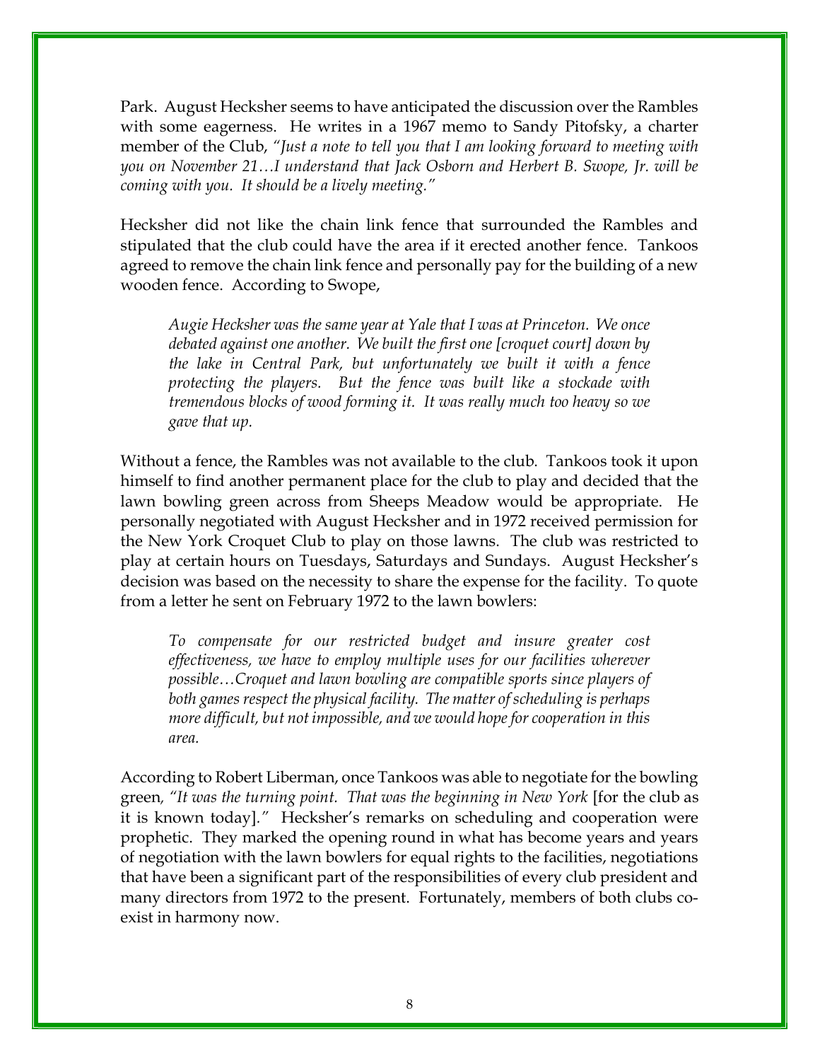Park. August Hecksher seems to have anticipated the discussion over the Rambles with some eagerness. He writes in a 1967 memo to Sandy Pitofsky, a charter member of the Club, *"Just a note to tell you that I am looking forward to meeting with you on November 21…I understand that Jack Osborn and Herbert B. Swope, Jr. will be coming with you. It should be a lively meeting."*

Hecksher did not like the chain link fence that surrounded the Rambles and stipulated that the club could have the area if it erected another fence. Tankoos agreed to remove the chain link fence and personally pay for the building of a new wooden fence. According to Swope,

> *Augie Hecksher was the same year at Yale that I was at Princeton. We once debated against one another. We built the first one [croquet court] down by the lake in Central Park, but unfortunately we built it with a fence protecting the players. But the fence was built like a stockade with tremendous blocks of wood forming it. It was really much too heavy so we gave that up.*

Without a fence, the Rambles was not available to the club. Tankoos took it upon himself to find another permanent place for the club to play and decided that the lawn bowling green across from Sheeps Meadow would be appropriate. He personally negotiated with August Hecksher and in 1972 received permission for the New York Croquet Club to play on those lawns. The club was restricted to play at certain hours on Tuesdays, Saturdays and Sundays. August Hecksher's decision was based on the necessity to share the expense for the facility. To quote from a letter he sent on February 1972 to the lawn bowlers:

> *To compensate for our restricted budget and insure greater cost effectiveness, we have to employ multiple uses for our facilities wherever possible…Croquet and lawn bowling are compatible sports since players of both games respect the physical facility. The matter of scheduling is perhaps more difficult, but not impossible, and we would hope for cooperation in this area.*

According to Robert Liberman, once Tankoos was able to negotiate for the bowling green, *"It was the turning point. That was the beginning in New York* [for the club as it is known today]*."* Hecksher's remarks on scheduling and cooperation were prophetic. They marked the opening round in what has become years and years of negotiation with the lawn bowlers for equal rights to the facilities, negotiations that have been a significant part of the responsibilities of every club president and many directors from 1972 to the present. Fortunately, members of both clubs co-exist in harmony now.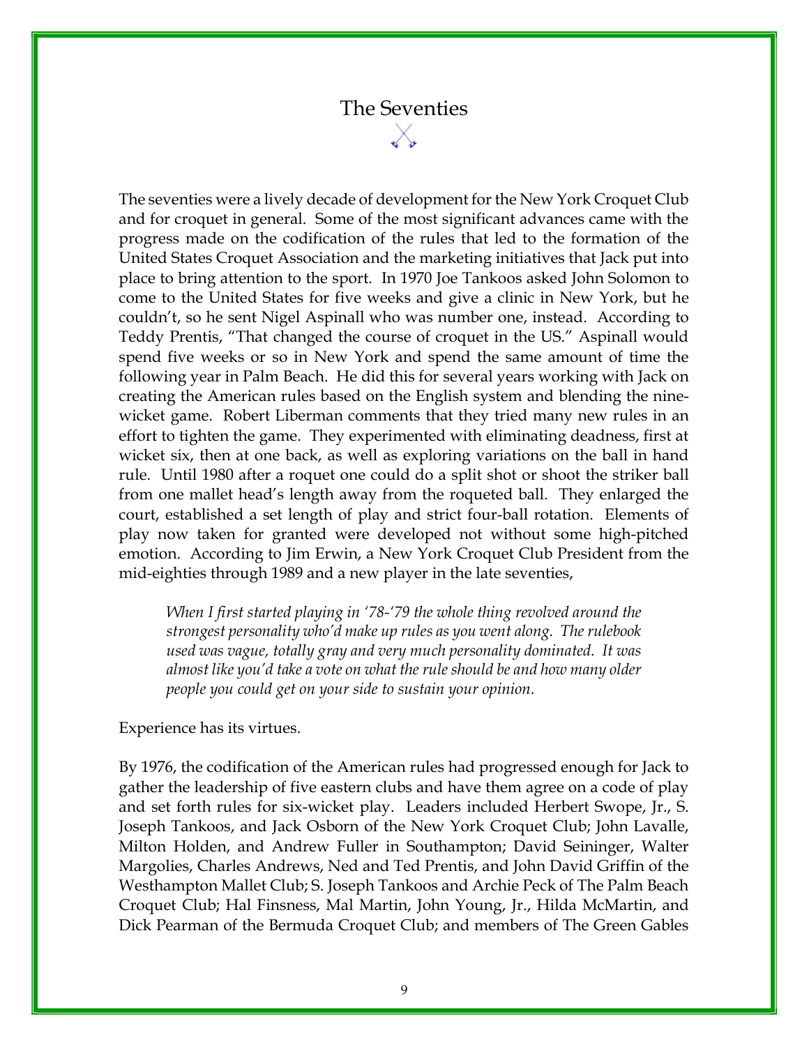# The Seventies

The seventies were a lively decade of development for the New York Croquet Club and for croquet in general. Some of the most significant advances came with the progress made on the codification of the rules that led to the formation of the United States Croquet Association and the marketing initiatives that Jack put into place to bring attention to the sport. In 1970 Joe Tankoos asked John Solomon to come to the United States for five weeks and give a clinic in New York, but he couldn't, so he sent Nigel Aspinall who was number one, instead. According to Teddy Prentis, "That changed the course of croquet in the US." Aspinall would spend five weeks or so in New York and spend the same amount of time the following year in Palm Beach. He did this for several years working with Jack on creating the American rules based on the English system and blending the nine-wicket game. Robert Liberman comments that they tried many new rules in an effort to tighten the game. They experimented with eliminating deadness, first at wicket six, then at one back, as well as exploring variations on the ball in hand rule. Until 1980 after a roquet one could do a split shot or shoot the striker ball from one mallet head's length away from the roqueted ball. They enlarged the court, established a set length of play and strict four-ball rotation. Elements of play now taken for granted were developed not without some high-pitched emotion. According to Jim Erwin, a New York Croquet Club President from the mid-eighties through 1989 and a new player in the late seventies,

> *When I first started playing in '78-'79 the whole thing revolved around the strongest personality who'd make up rules as you went along. The rulebook used was vague, totally gray and very much personality dominated. It was almost like you'd take a vote on what the rule should be and how many older people you could get on your side to sustain your opinion.*

Experience has its virtues.

By 1976, the codification of the American rules had progressed enough for Jack to gather the leadership of five eastern clubs and have them agree on a code of play and set forth rules for six-wicket play. Leaders included Herbert Swope, Jr., S. Joseph Tankoos, and Jack Osborn of the New York Croquet Club; John Lavalle, Milton Holden, and Andrew Fuller in Southampton; David Seininger, Walter Margolies, Charles Andrews, Ned and Ted Prentis, and John David Griffin of the Westhampton Mallet Club; S. Joseph Tankoos and Archie Peck of The Palm Beach Croquet Club; Hal Finsness, Mal Martin, John Young, Jr., Hilda McMartin, and Dick Pearman of the Bermuda Croquet Club; and members of The Green Gables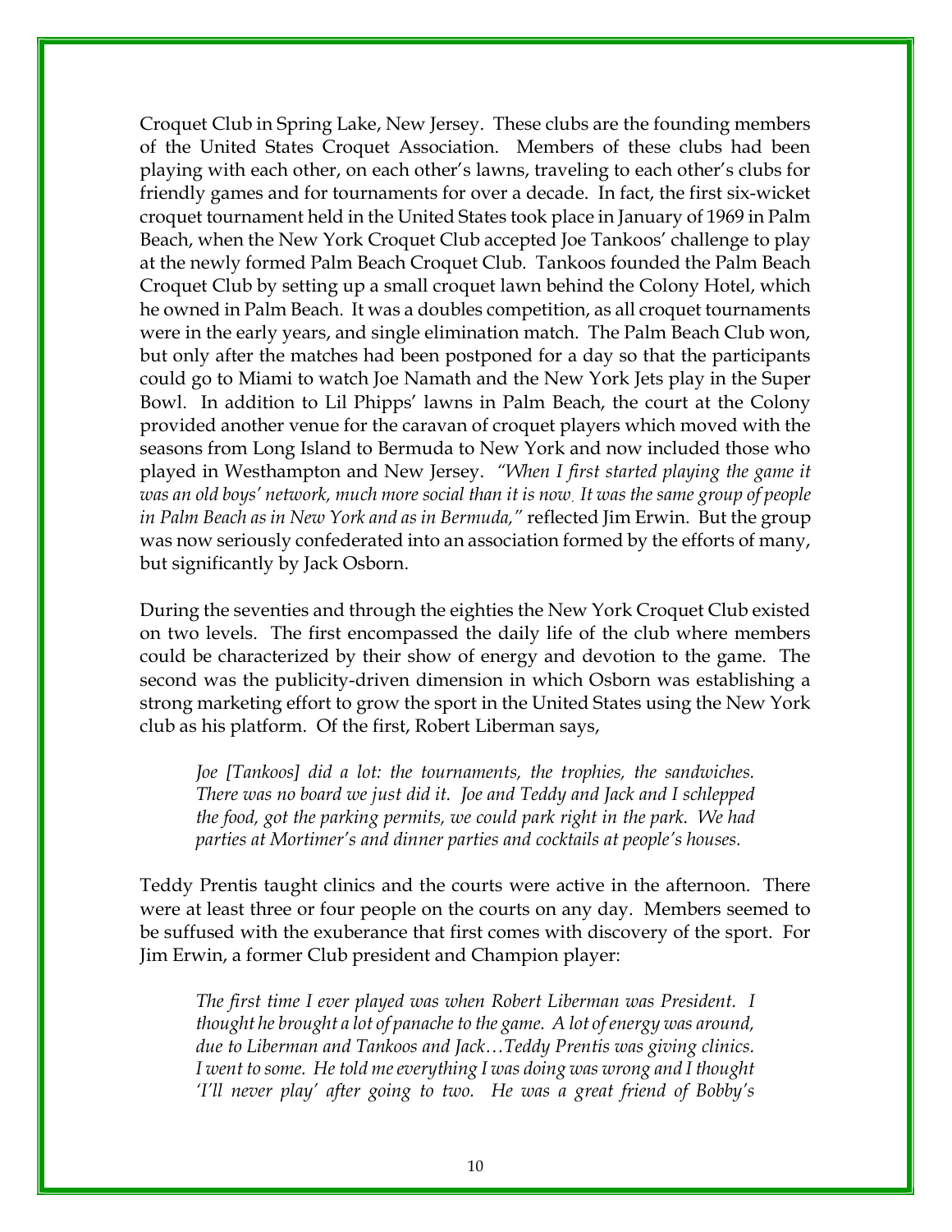Croquet Club in Spring Lake, New Jersey. These clubs are the founding members of the United States Croquet Association. Members of these clubs had been playing with each other, on each other's lawns, traveling to each other's clubs for friendly games and for tournaments for over a decade. In fact, the first six-wicket croquet tournament held in the United States took place in January of 1969 in Palm Beach, when the New York Croquet Club accepted Joe Tankoos' challenge to play at the newly formed Palm Beach Croquet Club. Tankoos founded the Palm Beach Croquet Club by setting up a small croquet lawn behind the Colony Hotel, which he owned in Palm Beach. It was a doubles competition, as all croquet tournaments were in the early years, and single elimination match. The Palm Beach Club won, but only after the matches had been postponed for a day so that the participants could go to Miami to watch Joe Namath and the New York Jets play in the Super Bowl. In addition to Lil Phipps' lawns in Palm Beach, the court at the Colony provided another venue for the caravan of croquet players which moved with the seasons from Long Island to Bermuda to New York and now included those who played in Westhampton and New Jersey. *"When I first started playing the game it was an old boys' network, much more social than it is now. It was the same group of people in Palm Beach as in New York and as in Bermuda,"* reflected Jim Erwin. But the group was now seriously confederated into an association formed by the efforts of many, but significantly by Jack Osborn.

During the seventies and through the eighties the New York Croquet Club existed on two levels. The first encompassed the daily life of the club where members could be characterized by their show of energy and devotion to the game. The second was the publicity-driven dimension in which Osborn was establishing a strong marketing effort to grow the sport in the United States using the New York club as his platform. Of the first, Robert Liberman says,

> *Joe [Tankoos] did a lot: the tournaments, the trophies, the sandwiches. There was no board we just did it. Joe and Teddy and Jack and I schlepped the food, got the parking permits, we could park right in the park. We had parties at Mortimer's and dinner parties and cocktails at people's houses.*

Teddy Prentis taught clinics and the courts were active in the afternoon. There were at least three or four people on the courts on any day. Members seemed to be suffused with the exuberance that first comes with discovery of the sport. For Jim Erwin, a former Club president and Champion player:

> *The first time I ever played was when Robert Liberman was President. I thought he brought a lot of panache to the game. A lot of energy was around, due to Liberman and Tankoos and Jack…Teddy Prentis was giving clinics. I went to some. He told me everything I was doing was wrong and I thought 'I'll never play' after going to two. He was a great friend of Bobby's*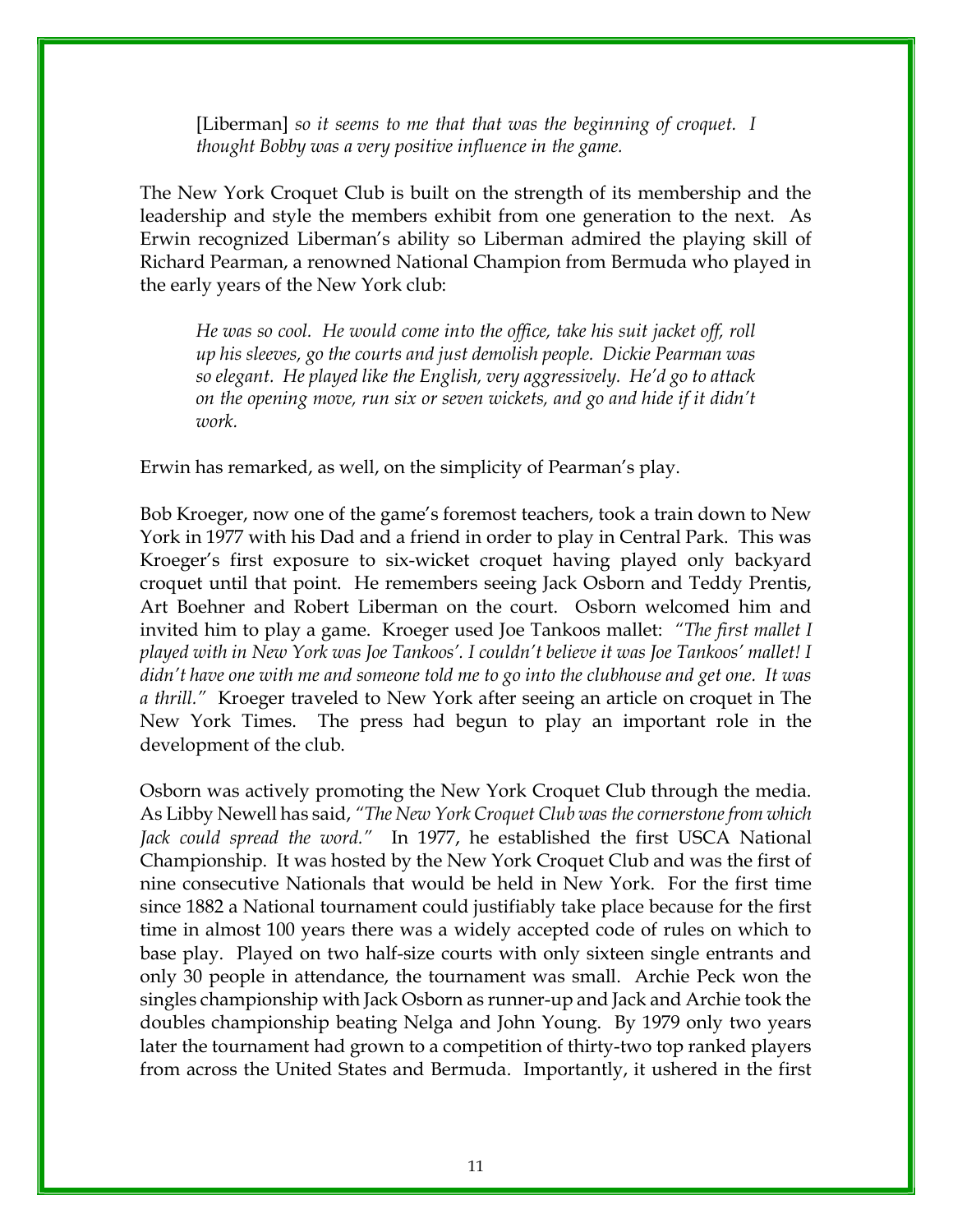> [Liberman] *so it seems to me that that was the beginning of croquet. I thought Bobby was a very positive influence in the game.*

The New York Croquet Club is built on the strength of its membership and the leadership and style the members exhibit from one generation to the next. As Erwin recognized Liberman's ability so Liberman admired the playing skill of Richard Pearman, a renowned National Champion from Bermuda who played in the early years of the New York club:

> *He was so cool. He would come into the office, take his suit jacket off, roll up his sleeves, go the courts and just demolish people. Dickie Pearman was so elegant. He played like the English, very aggressively. He'd go to attack on the opening move, run six or seven wickets, and go and hide if it didn't work.*

Erwin has remarked, as well, on the simplicity of Pearman's play.

Bob Kroeger, now one of the game's foremost teachers, took a train down to New York in 1977 with his Dad and a friend in order to play in Central Park. This was Kroeger's first exposure to six-wicket croquet having played only backyard croquet until that point. He remembers seeing Jack Osborn and Teddy Prentis, Art Boehner and Robert Liberman on the court. Osborn welcomed him and invited him to play a game. Kroeger used Joe Tankoos mallet: *"The first mallet I played with in New York was Joe Tankoos'. I couldn't believe it was Joe Tankoos' mallet! I didn't have one with me and someone told me to go into the clubhouse and get one. It was a thrill."* Kroeger traveled to New York after seeing an article on croquet in The New York Times. The press had begun to play an important role in the development of the club.

Osborn was actively promoting the New York Croquet Club through the media. As Libby Newell has said, *"The New York Croquet Club was the cornerstone from which Jack could spread the word."* In 1977, he established the first USCA National Championship. It was hosted by the New York Croquet Club and was the first of nine consecutive Nationals that would be held in New York. For the first time since 1882 a National tournament could justifiably take place because for the first time in almost 100 years there was a widely accepted code of rules on which to base play. Played on two half-size courts with only sixteen single entrants and only 30 people in attendance, the tournament was small. Archie Peck won the singles championship with Jack Osborn as runner-up and Jack and Archie took the doubles championship beating Nelga and John Young. By 1979 only two years later the tournament had grown to a competition of thirty-two top ranked players from across the United States and Bermuda. Importantly, it ushered in the first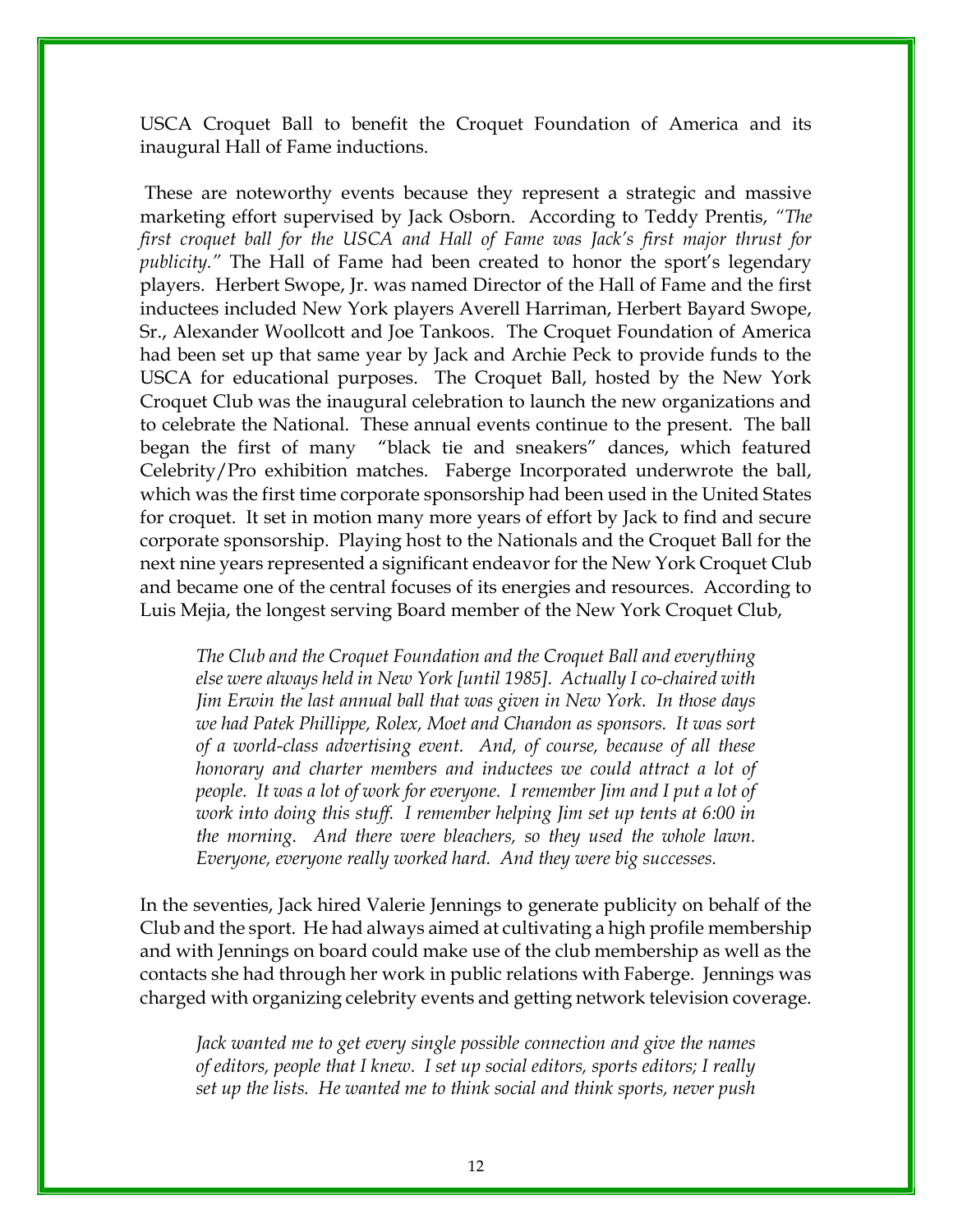USCA Croquet Ball to benefit the Croquet Foundation of America and its inaugural Hall of Fame inductions.

These are noteworthy events because they represent a strategic and massive marketing effort supervised by Jack Osborn. According to Teddy Prentis, *"The first croquet ball for the USCA and Hall of Fame was Jack's first major thrust for publicity."* The Hall of Fame had been created to honor the sport's legendary players. Herbert Swope, Jr. was named Director of the Hall of Fame and the first inductees included New York players Averell Harriman, Herbert Bayard Swope, Sr., Alexander Woollcott and Joe Tankoos. The Croquet Foundation of America had been set up that same year by Jack and Archie Peck to provide funds to the USCA for educational purposes. The Croquet Ball, hosted by the New York Croquet Club was the inaugural celebration to launch the new organizations and to celebrate the National. These annual events continue to the present. The ball began the first of many "black tie and sneakers" dances, which featured Celebrity/Pro exhibition matches. Faberge Incorporated underwrote the ball, which was the first time corporate sponsorship had been used in the United States for croquet. It set in motion many more years of effort by Jack to find and secure corporate sponsorship. Playing host to the Nationals and the Croquet Ball for the next nine years represented a significant endeavor for the New York Croquet Club and became one of the central focuses of its energies and resources. According to Luis Mejia, the longest serving Board member of the New York Croquet Club,

> *The Club and the Croquet Foundation and the Croquet Ball and everything else were always held in New York [until 1985]. Actually I co-chaired with Jim Erwin the last annual ball that was given in New York. In those days we had Patek Phillippe, Rolex, Moet and Chandon as sponsors. It was sort of a world-class advertising event. And, of course, because of all these honorary and charter members and inductees we could attract a lot of people. It was a lot of work for everyone. I remember Jim and I put a lot of work into doing this stuff. I remember helping Jim set up tents at 6:00 in the morning. And there were bleachers, so they used the whole lawn. Everyone, everyone really worked hard. And they were big successes.*

In the seventies, Jack hired Valerie Jennings to generate publicity on behalf of the Club and the sport. He had always aimed at cultivating a high profile membership and with Jennings on board could make use of the club membership as well as the contacts she had through her work in public relations with Faberge. Jennings was charged with organizing celebrity events and getting network television coverage.

> *Jack wanted me to get every single possible connection and give the names of editors, people that I knew. I set up social editors, sports editors; I really set up the lists. He wanted me to think social and think sports, never push*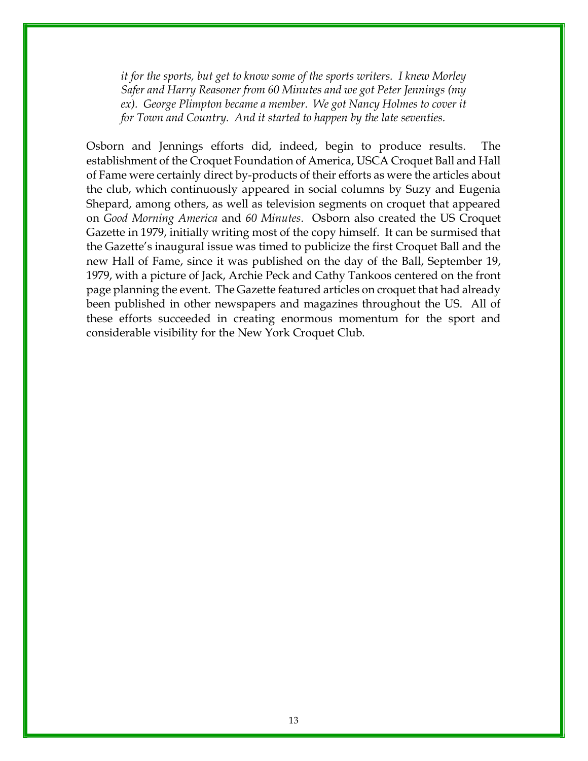*it for the sports, but get to know some of the sports writers. I knew Morley Safer and Harry Reasoner from 60 Minutes and we got Peter Jennings (my ex). George Plimpton became a member. We got Nancy Holmes to cover it for Town and Country. And it started to happen by the late seventies.*

Osborn and Jennings efforts did, indeed, begin to produce results. The establishment of the Croquet Foundation of America, USCA Croquet Ball and Hall of Fame were certainly direct by-products of their efforts as were the articles about the club, which continuously appeared in social columns by Suzy and Eugenia Shepard, among others, as well as television segments on croquet that appeared on *Good Morning America* and *60 Minutes*. Osborn also created the US Croquet Gazette in 1979, initially writing most of the copy himself. It can be surmised that the Gazette's inaugural issue was timed to publicize the first Croquet Ball and the new Hall of Fame, since it was published on the day of the Ball, September 19, 1979, with a picture of Jack, Archie Peck and Cathy Tankoos centered on the front page planning the event. The Gazette featured articles on croquet that had already been published in other newspapers and magazines throughout the US. All of these efforts succeeded in creating enormous momentum for the sport and considerable visibility for the New York Croquet Club.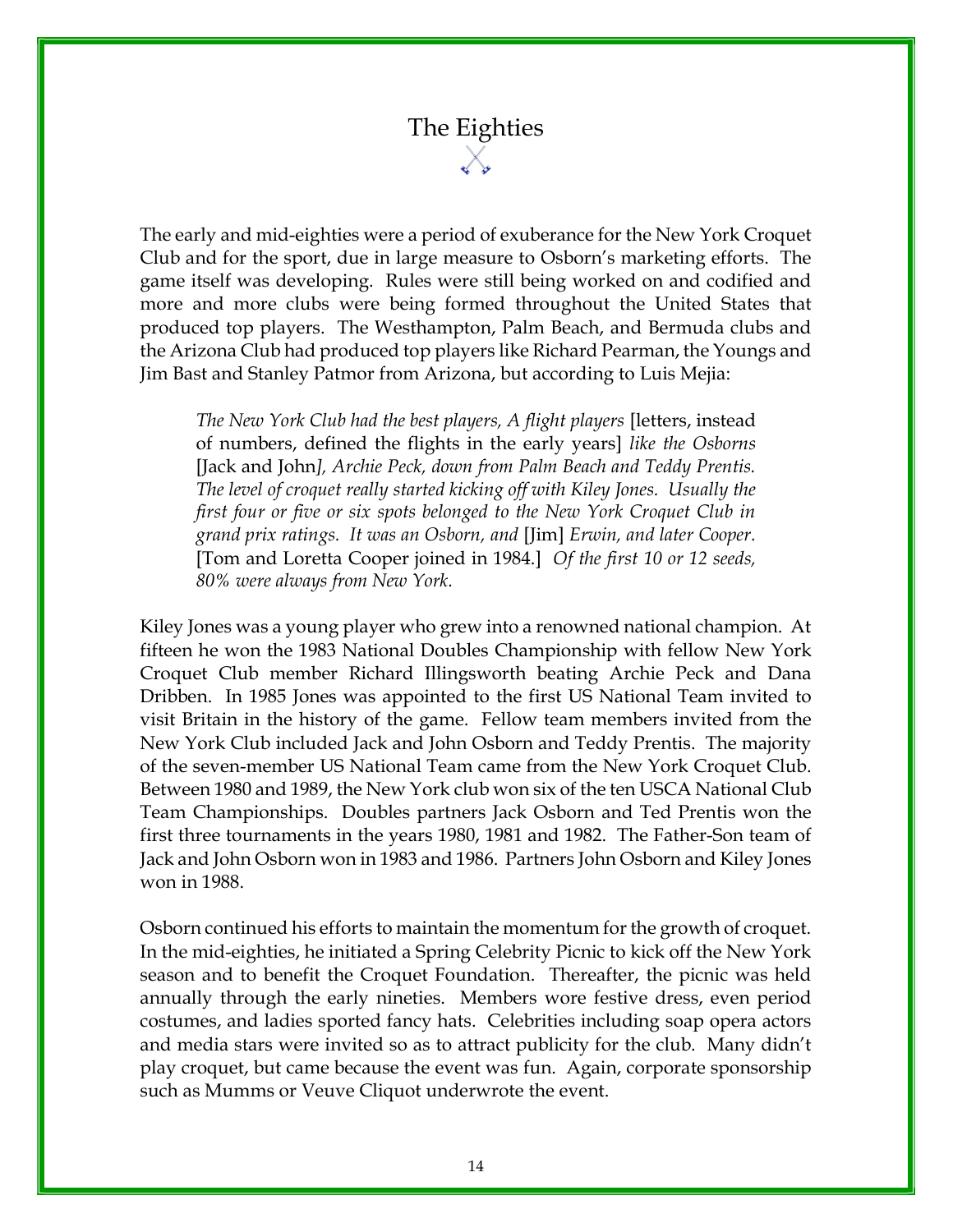# The Eighties

The early and mid-eighties were a period of exuberance for the New York Croquet Club and for the sport, due in large measure to Osborn's marketing efforts. The game itself was developing. Rules were still being worked on and codified and more and more clubs were being formed throughout the United States that produced top players. The Westhampton, Palm Beach, and Bermuda clubs and the Arizona Club had produced top players like Richard Pearman, the Youngs and Jim Bast and Stanley Patmor from Arizona, but according to Luis Mejia:

> *The New York Club had the best players, A flight players* [letters, instead of numbers, defined the flights in the early years] *like the Osborns* [Jack and John]*, Archie Peck, down from Palm Beach and Teddy Prentis. The level of croquet really started kicking off with Kiley Jones. Usually the first four or five or six spots belonged to the New York Croquet Club in grand prix ratings. It was an Osborn, and* [Jim] *Erwin, and later Cooper.* [Tom and Loretta Cooper joined in 1984.] *Of the first 10 or 12 seeds, 80% were always from New York.*

Kiley Jones was a young player who grew into a renowned national champion. At fifteen he won the 1983 National Doubles Championship with fellow New York Croquet Club member Richard Illingsworth beating Archie Peck and Dana Dribben. In 1985 Jones was appointed to the first US National Team invited to visit Britain in the history of the game. Fellow team members invited from the New York Club included Jack and John Osborn and Teddy Prentis. The majority of the seven-member US National Team came from the New York Croquet Club. Between 1980 and 1989, the New York club won six of the ten USCA National Club Team Championships. Doubles partners Jack Osborn and Ted Prentis won the first three tournaments in the years 1980, 1981 and 1982. The Father-Son team of Jack and John Osborn won in 1983 and 1986. Partners John Osborn and Kiley Jones won in 1988.

Osborn continued his efforts to maintain the momentum for the growth of croquet. In the mid-eighties, he initiated a Spring Celebrity Picnic to kick off the New York season and to benefit the Croquet Foundation. Thereafter, the picnic was held annually through the early nineties. Members wore festive dress, even period costumes, and ladies sported fancy hats. Celebrities including soap opera actors and media stars were invited so as to attract publicity for the club. Many didn't play croquet, but came because the event was fun. Again, corporate sponsorship such as Mumms or Veuve Cliquot underwrote the event.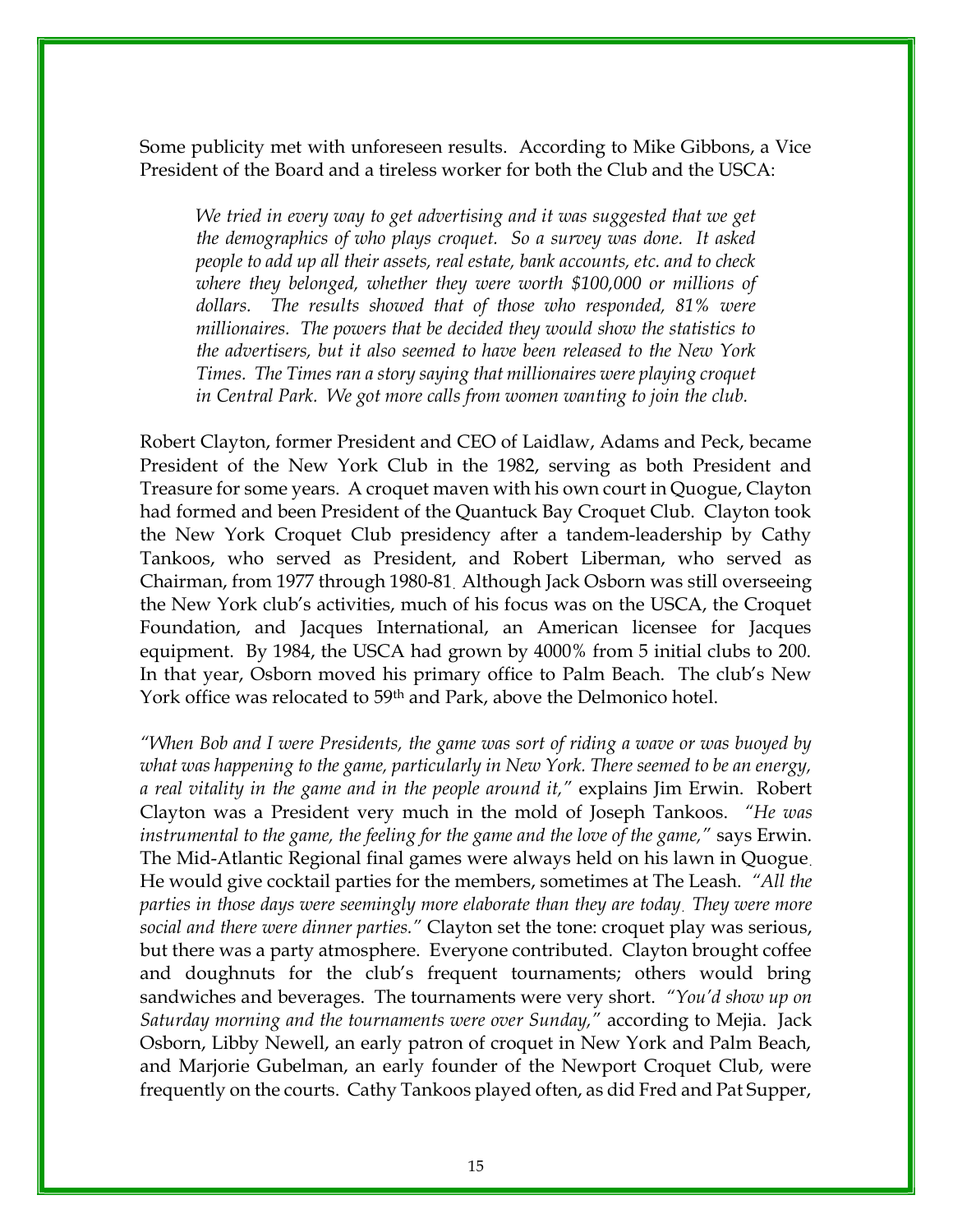Some publicity met with unforeseen results. According to Mike Gibbons, a Vice President of the Board and a tireless worker for both the Club and the USCA:

> *We tried in every way to get advertising and it was suggested that we get the demographics of who plays croquet. So a survey was done. It asked people to add up all their assets, real estate, bank accounts, etc. and to check where they belonged, whether they were worth $100,000 or millions of dollars. The results showed that of those who responded, 81% were millionaires. The powers that be decided they would show the statistics to the advertisers, but it also seemed to have been released to the New York Times. The Times ran a story saying that millionaires were playing croquet in Central Park. We got more calls from women wanting to join the club.*

Robert Clayton, former President and CEO of Laidlaw, Adams and Peck, became President of the New York Club in the 1982, serving as both President and Treasure for some years. A croquet maven with his own court in Quogue, Clayton had formed and been President of the Quantuck Bay Croquet Club. Clayton took the New York Croquet Club presidency after a tandem-leadership by Cathy Tankoos, who served as President, and Robert Liberman, who served as Chairman, from 1977 through 1980-81. Although Jack Osborn was still overseeing the New York club's activities, much of his focus was on the USCA, the Croquet Foundation, and Jacques International, an American licensee for Jacques equipment. By 1984, the USCA had grown by 4000% from 5 initial clubs to 200. In that year, Osborn moved his primary office to Palm Beach. The club's New York office was relocated to 59th and Park, above the Delmonico hotel.

*"When Bob and I were Presidents, the game was sort of riding a wave or was buoyed by what was happening to the game, particularly in New York. There seemed to be an energy, a real vitality in the game and in the people around it,"* explains Jim Erwin. Robert Clayton was a President very much in the mold of Joseph Tankoos. *"He was instrumental to the game, the feeling for the game and the love of the game,"* says Erwin. The Mid-Atlantic Regional final games were always held on his lawn in Quogue. He would give cocktail parties for the members, sometimes at The Leash. *"All the parties in those days were seemingly more elaborate than they are today. They were more social and there were dinner parties."* Clayton set the tone: croquet play was serious, but there was a party atmosphere. Everyone contributed. Clayton brought coffee and doughnuts for the club's frequent tournaments; others would bring sandwiches and beverages. The tournaments were very short. *"You'd show up on Saturday morning and the tournaments were over Sunday,"* according to Mejia. Jack Osborn, Libby Newell, an early patron of croquet in New York and Palm Beach, and Marjorie Gubelman, an early founder of the Newport Croquet Club, were frequently on the courts. Cathy Tankoos played often, as did Fred and Pat Supper,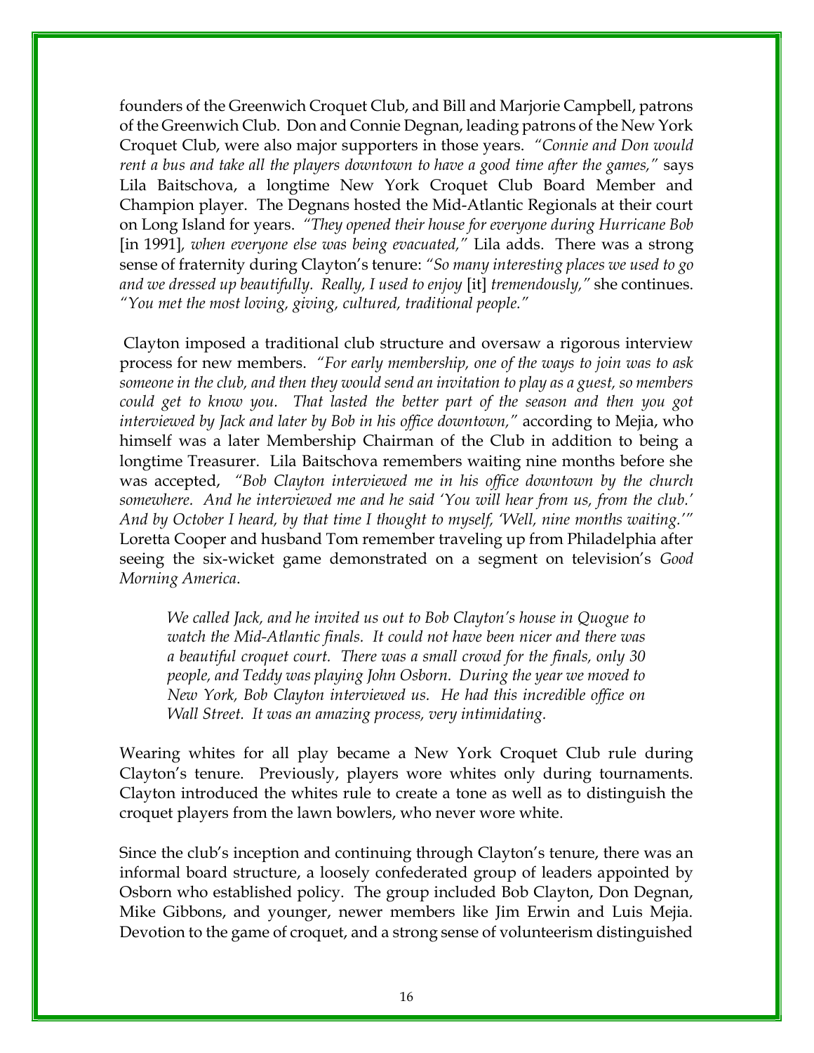founders of the Greenwich Croquet Club, and Bill and Marjorie Campbell, patrons of the Greenwich Club. Don and Connie Degnan, leading patrons of the New York Croquet Club, were also major supporters in those years. *"Connie and Don would rent a bus and take all the players downtown to have a good time after the games,"* says Lila Baitschova, a longtime New York Croquet Club Board Member and Champion player. The Degnans hosted the Mid-Atlantic Regionals at their court on Long Island for years. *"They opened their house for everyone during Hurricane Bob* [in 1991]*, when everyone else was being evacuated,"* Lila adds. There was a strong sense of fraternity during Clayton's tenure: *"So many interesting places we used to go and we dressed up beautifully. Really, I used to enjoy* [it] *tremendously,"* she continues. *"You met the most loving, giving, cultured, traditional people."*

Clayton imposed a traditional club structure and oversaw a rigorous interview process for new members. *"For early membership, one of the ways to join was to ask someone in the club, and then they would send an invitation to play as a guest, so members could get to know you. That lasted the better part of the season and then you got interviewed by Jack and later by Bob in his office downtown,"* according to Mejia, who himself was a later Membership Chairman of the Club in addition to being a longtime Treasurer. Lila Baitschova remembers waiting nine months before she was accepted, *"Bob Clayton interviewed me in his office downtown by the church somewhere. And he interviewed me and he said 'You will hear from us, from the club.' And by October I heard, by that time I thought to myself, 'Well, nine months waiting.'"* Loretta Cooper and husband Tom remember traveling up from Philadelphia after seeing the six-wicket game demonstrated on a segment on television's *Good Morning America*.

> *We called Jack, and he invited us out to Bob Clayton's house in Quogue to watch the Mid-Atlantic finals. It could not have been nicer and there was a beautiful croquet court. There was a small crowd for the finals, only 30 people, and Teddy was playing John Osborn. During the year we moved to New York, Bob Clayton interviewed us. He had this incredible office on Wall Street. It was an amazing process, very intimidating.*

Wearing whites for all play became a New York Croquet Club rule during Clayton's tenure. Previously, players wore whites only during tournaments. Clayton introduced the whites rule to create a tone as well as to distinguish the croquet players from the lawn bowlers, who never wore white.

Since the club's inception and continuing through Clayton's tenure, there was an informal board structure, a loosely confederated group of leaders appointed by Osborn who established policy. The group included Bob Clayton, Don Degnan, Mike Gibbons, and younger, newer members like Jim Erwin and Luis Mejia. Devotion to the game of croquet, and a strong sense of volunteerism distinguished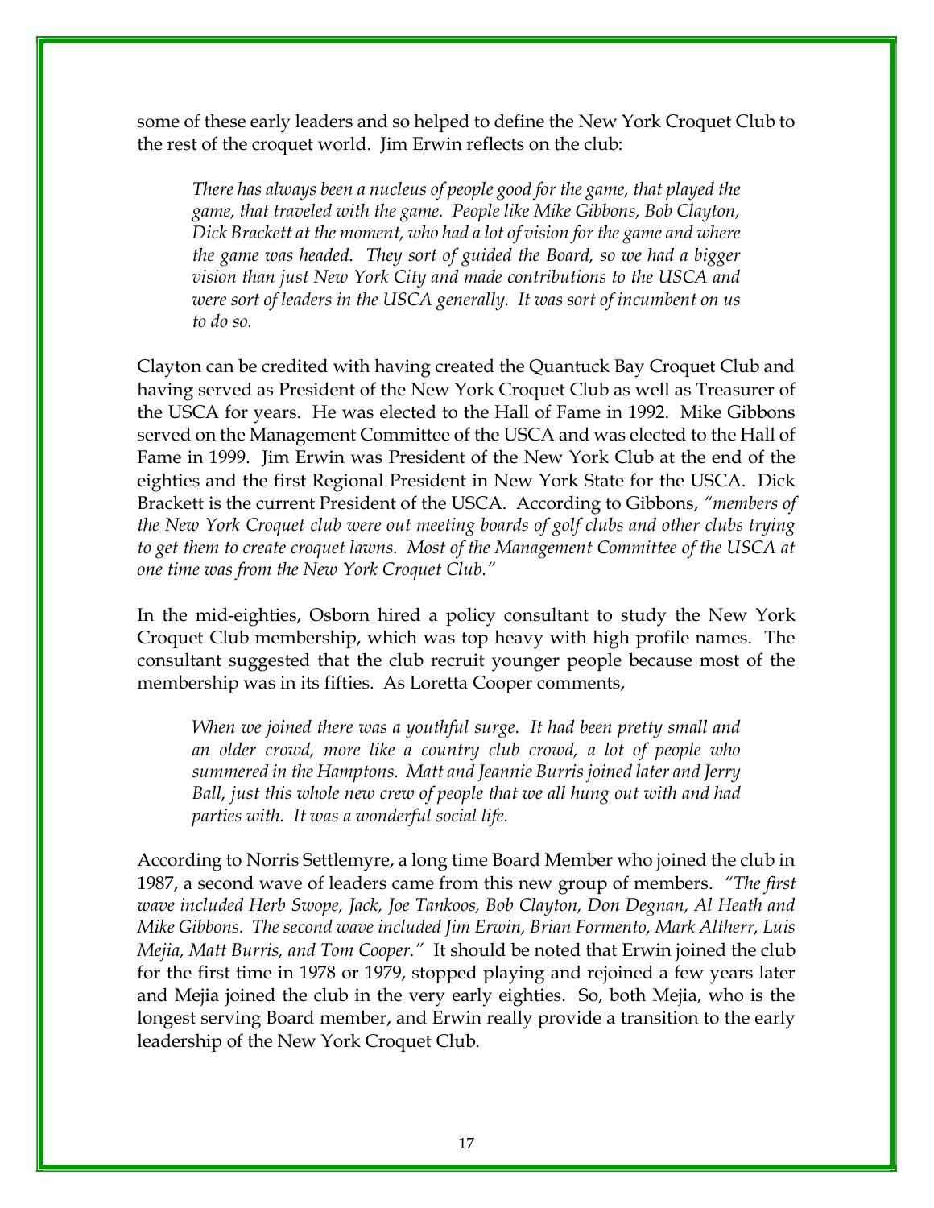some of these early leaders and so helped to define the New York Croquet Club to the rest of the croquet world. Jim Erwin reflects on the club:

> *There has always been a nucleus of people good for the game, that played the game, that traveled with the game. People like Mike Gibbons, Bob Clayton, Dick Brackett at the moment, who had a lot of vision for the game and where the game was headed. They sort of guided the Board, so we had a bigger vision than just New York City and made contributions to the USCA and were sort of leaders in the USCA generally. It was sort of incumbent on us to do so.*

Clayton can be credited with having created the Quantuck Bay Croquet Club and having served as President of the New York Croquet Club as well as Treasurer of the USCA for years. He was elected to the Hall of Fame in 1992. Mike Gibbons served on the Management Committee of the USCA and was elected to the Hall of Fame in 1999. Jim Erwin was President of the New York Club at the end of the eighties and the first Regional President in New York State for the USCA. Dick Brackett is the current President of the USCA. According to Gibbons, *"members of the New York Croquet club were out meeting boards of golf clubs and other clubs trying to get them to create croquet lawns. Most of the Management Committee of the USCA at one time was from the New York Croquet Club."*

In the mid-eighties, Osborn hired a policy consultant to study the New York Croquet Club membership, which was top heavy with high profile names. The consultant suggested that the club recruit younger people because most of the membership was in its fifties. As Loretta Cooper comments,

> *When we joined there was a youthful surge. It had been pretty small and an older crowd, more like a country club crowd, a lot of people who summered in the Hamptons. Matt and Jeannie Burris joined later and Jerry Ball, just this whole new crew of people that we all hung out with and had parties with. It was a wonderful social life.*

According to Norris Settlemyre, a long time Board Member who joined the club in 1987, a second wave of leaders came from this new group of members. *"The first wave included Herb Swope, Jack, Joe Tankoos, Bob Clayton, Don Degnan, Al Heath and Mike Gibbons. The second wave included Jim Erwin, Brian Formento, Mark Altherr, Luis Mejia, Matt Burris, and Tom Cooper."* It should be noted that Erwin joined the club for the first time in 1978 or 1979, stopped playing and rejoined a few years later and Mejia joined the club in the very early eighties. So, both Mejia, who is the longest serving Board member, and Erwin really provide a transition to the early leadership of the New York Croquet Club.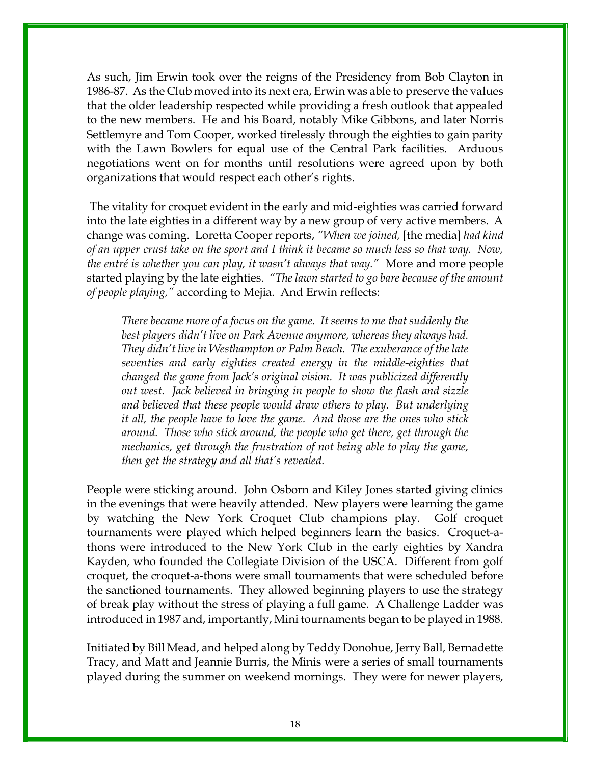As such, Jim Erwin took over the reigns of the Presidency from Bob Clayton in 1986-87. As the Club moved into its next era, Erwin was able to preserve the values that the older leadership respected while providing a fresh outlook that appealed to the new members. He and his Board, notably Mike Gibbons, and later Norris Settlemyre and Tom Cooper, worked tirelessly through the eighties to gain parity with the Lawn Bowlers for equal use of the Central Park facilities. Arduous negotiations went on for months until resolutions were agreed upon by both organizations that would respect each other's rights.

The vitality for croquet evident in the early and mid-eighties was carried forward into the late eighties in a different way by a new group of very active members. A change was coming. Loretta Cooper reports, *"When we joined,* [the media] *had kind of an upper crust take on the sport and I think it became so much less so that way. Now, the entré is whether you can play, it wasn't always that way."* More and more people started playing by the late eighties. *"The lawn started to go bare because of the amount of people playing,"* according to Mejia. And Erwin reflects:

> *There became more of a focus on the game. It seems to me that suddenly the best players didn't live on Park Avenue anymore, whereas they always had. They didn't live in Westhampton or Palm Beach. The exuberance of the late seventies and early eighties created energy in the middle-eighties that changed the game from Jack's original vision. It was publicized differently out west. Jack believed in bringing in people to show the flash and sizzle and believed that these people would draw others to play. But underlying it all, the people have to love the game. And those are the ones who stick around. Those who stick around, the people who get there, get through the mechanics, get through the frustration of not being able to play the game, then get the strategy and all that's revealed.*

People were sticking around. John Osborn and Kiley Jones started giving clinics in the evenings that were heavily attended. New players were learning the game by watching the New York Croquet Club champions play. Golf croquet tournaments were played which helped beginners learn the basics. Croquet-a-thons were introduced to the New York Club in the early eighties by Xandra Kayden, who founded the Collegiate Division of the USCA. Different from golf croquet, the croquet-a-thons were small tournaments that were scheduled before the sanctioned tournaments. They allowed beginning players to use the strategy of break play without the stress of playing a full game. A Challenge Ladder was introduced in 1987 and, importantly, Mini tournaments began to be played in 1988.

Initiated by Bill Mead, and helped along by Teddy Donohue, Jerry Ball, Bernadette Tracy, and Matt and Jeannie Burris, the Minis were a series of small tournaments played during the summer on weekend mornings. They were for newer players,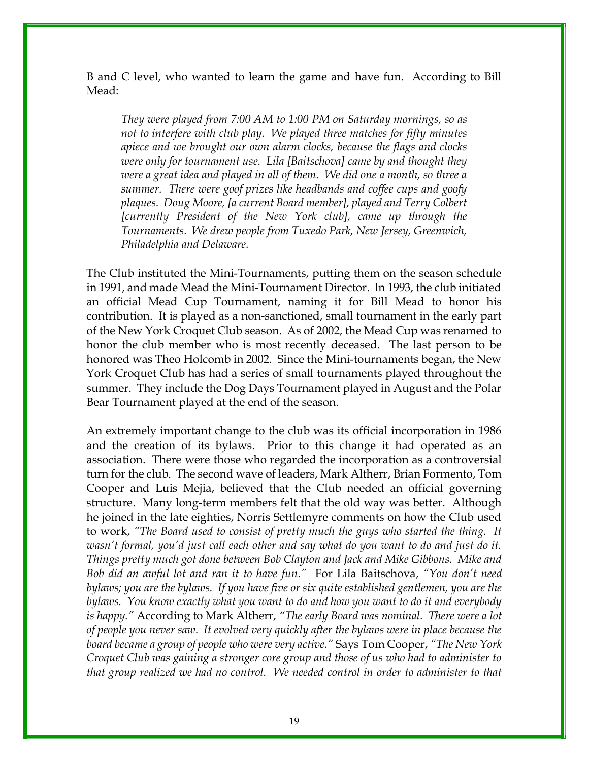B and C level, who wanted to learn the game and have fun. According to Bill Mead:

> *They were played from 7:00 AM to 1:00 PM on Saturday mornings, so as not to interfere with club play. We played three matches for fifty minutes apiece and we brought our own alarm clocks, because the flags and clocks were only for tournament use. Lila [Baitschova] came by and thought they were a great idea and played in all of them. We did one a month, so three a summer. There were goof prizes like headbands and coffee cups and goofy plaques. Doug Moore, [a current Board member], played and Terry Colbert [currently President of the New York club], came up through the Tournaments. We drew people from Tuxedo Park, New Jersey, Greenwich, Philadelphia and Delaware.*

The Club instituted the Mini-Tournaments, putting them on the season schedule in 1991, and made Mead the Mini-Tournament Director. In 1993, the club initiated an official Mead Cup Tournament, naming it for Bill Mead to honor his contribution. It is played as a non-sanctioned, small tournament in the early part of the New York Croquet Club season. As of 2002, the Mead Cup was renamed to honor the club member who is most recently deceased. The last person to be honored was Theo Holcomb in 2002. Since the Mini-tournaments began, the New York Croquet Club has had a series of small tournaments played throughout the summer. They include the Dog Days Tournament played in August and the Polar Bear Tournament played at the end of the season.

An extremely important change to the club was its official incorporation in 1986 and the creation of its bylaws. Prior to this change it had operated as an association. There were those who regarded the incorporation as a controversial turn for the club. The second wave of leaders, Mark Altherr, Brian Formento, Tom Cooper and Luis Mejia, believed that the Club needed an official governing structure. Many long-term members felt that the old way was better. Although he joined in the late eighties, Norris Settlemyre comments on how the Club used to work, *"The Board used to consist of pretty much the guys who started the thing. It wasn't formal, you'd just call each other and say what do you want to do and just do it. Things pretty much got done between Bob Clayton and Jack and Mike Gibbons. Mike and Bob did an awful lot and ran it to have fun."* For Lila Baitschova, *"You don't need bylaws; you are the bylaws. If you have five or six quite established gentlemen, you are the bylaws. You know exactly what you want to do and how you want to do it and everybody is happy."* According to Mark Altherr, *"The early Board was nominal. There were a lot of people you never saw. It evolved very quickly after the bylaws were in place because the board became a group of people who were very active."* Says Tom Cooper, *"The New York Croquet Club was gaining a stronger core group and those of us who had to administer to that group realized we had no control. We needed control in order to administer to that*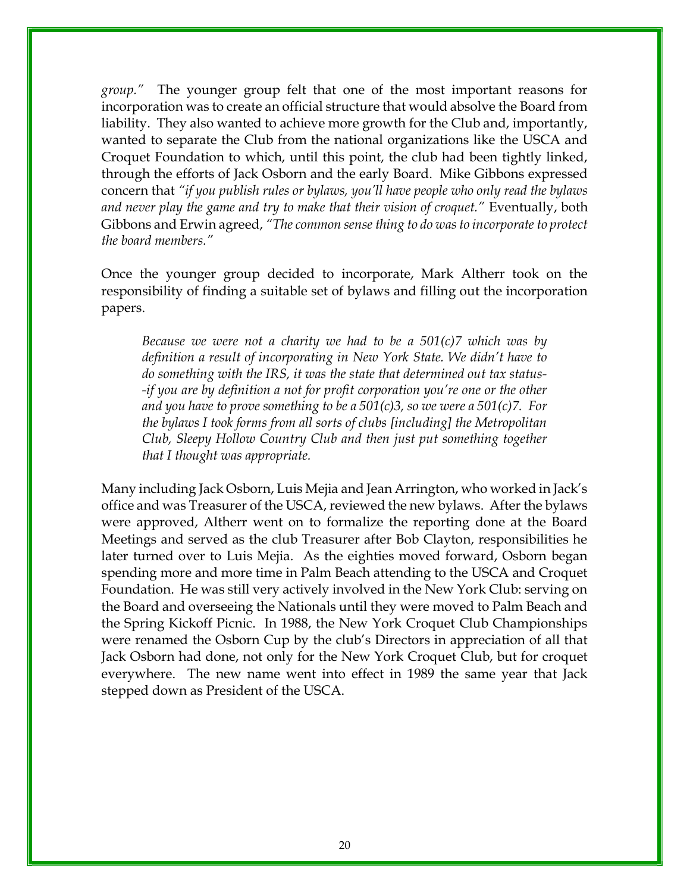*group."* The younger group felt that one of the most important reasons for incorporation was to create an official structure that would absolve the Board from liability. They also wanted to achieve more growth for the Club and, importantly, wanted to separate the Club from the national organizations like the USCA and Croquet Foundation to which, until this point, the club had been tightly linked, through the efforts of Jack Osborn and the early Board. Mike Gibbons expressed concern that *"if you publish rules or bylaws, you'll have people who only read the bylaws and never play the game and try to make that their vision of croquet."* Eventually, both Gibbons and Erwin agreed, *"The common sense thing to do was to incorporate to protect the board members."*

Once the younger group decided to incorporate, Mark Altherr took on the responsibility of finding a suitable set of bylaws and filling out the incorporation papers.

> *Because we were not a charity we had to be a 501(c)7 which was by definition a result of incorporating in New York State. We didn't have to do something with the IRS, it was the state that determined out tax status--if you are by definition a not for profit corporation you're one or the other and you have to prove something to be a 501(c)3, so we were a 501(c)7. For the bylaws I took forms from all sorts of clubs [including] the Metropolitan Club, Sleepy Hollow Country Club and then just put something together that I thought was appropriate.*

Many including Jack Osborn, Luis Mejia and Jean Arrington, who worked in Jack's office and was Treasurer of the USCA, reviewed the new bylaws. After the bylaws were approved, Altherr went on to formalize the reporting done at the Board Meetings and served as the club Treasurer after Bob Clayton, responsibilities he later turned over to Luis Mejia. As the eighties moved forward, Osborn began spending more and more time in Palm Beach attending to the USCA and Croquet Foundation. He was still very actively involved in the New York Club: serving on the Board and overseeing the Nationals until they were moved to Palm Beach and the Spring Kickoff Picnic. In 1988, the New York Croquet Club Championships were renamed the Osborn Cup by the club's Directors in appreciation of all that Jack Osborn had done, not only for the New York Croquet Club, but for croquet everywhere. The new name went into effect in 1989 the same year that Jack stepped down as President of the USCA.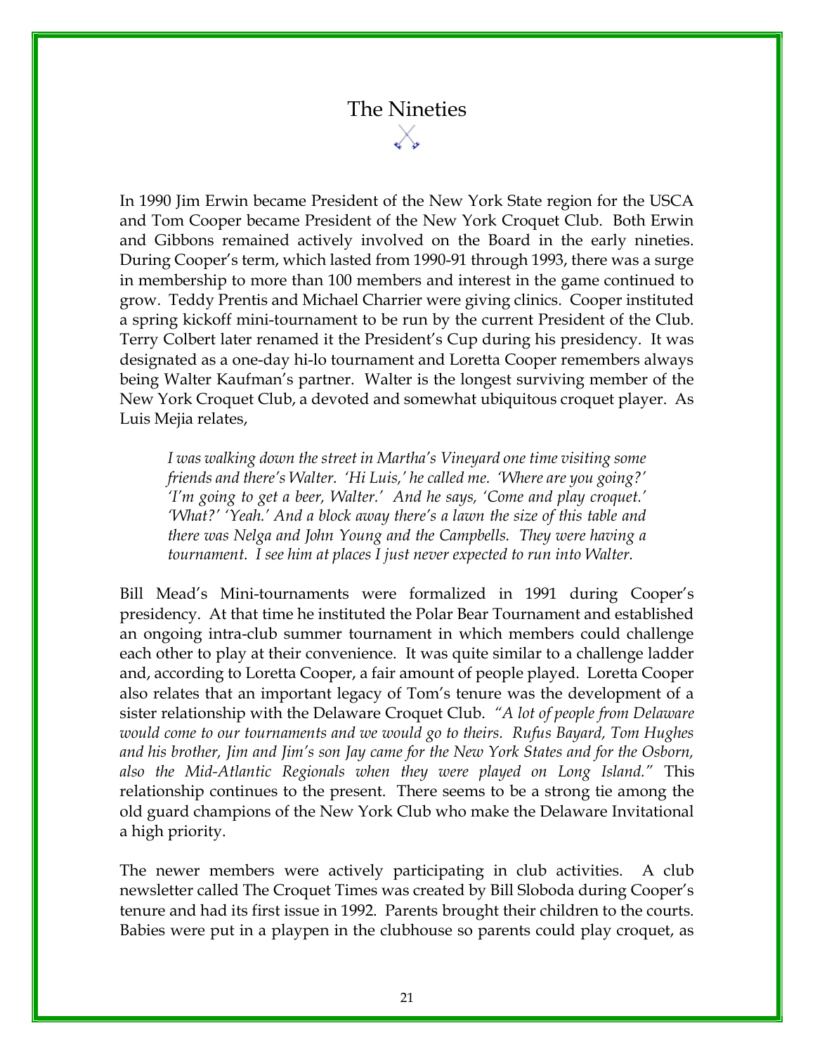# The Nineties

In 1990 Jim Erwin became President of the New York State region for the USCA and Tom Cooper became President of the New York Croquet Club. Both Erwin and Gibbons remained actively involved on the Board in the early nineties. During Cooper's term, which lasted from 1990-91 through 1993, there was a surge in membership to more than 100 members and interest in the game continued to grow. Teddy Prentis and Michael Charrier were giving clinics. Cooper instituted a spring kickoff mini-tournament to be run by the current President of the Club. Terry Colbert later renamed it the President's Cup during his presidency. It was designated as a one-day hi-lo tournament and Loretta Cooper remembers always being Walter Kaufman's partner. Walter is the longest surviving member of the New York Croquet Club, a devoted and somewhat ubiquitous croquet player. As Luis Mejia relates,

> *I was walking down the street in Martha's Vineyard one time visiting some friends and there's Walter. 'Hi Luis,' he called me. 'Where are you going?' 'I'm going to get a beer, Walter.' And he says, 'Come and play croquet.' 'What?' 'Yeah.' And a block away there's a lawn the size of this table and there was Nelga and John Young and the Campbells. They were having a tournament. I see him at places I just never expected to run into Walter.*

Bill Mead's Mini-tournaments were formalized in 1991 during Cooper's presidency. At that time he instituted the Polar Bear Tournament and established an ongoing intra-club summer tournament in which members could challenge each other to play at their convenience. It was quite similar to a challenge ladder and, according to Loretta Cooper, a fair amount of people played. Loretta Cooper also relates that an important legacy of Tom's tenure was the development of a sister relationship with the Delaware Croquet Club. *"A lot of people from Delaware would come to our tournaments and we would go to theirs. Rufus Bayard, Tom Hughes and his brother, Jim and Jim's son Jay came for the New York States and for the Osborn, also the Mid-Atlantic Regionals when they were played on Long Island."* This relationship continues to the present. There seems to be a strong tie among the old guard champions of the New York Club who make the Delaware Invitational a high priority.

The newer members were actively participating in club activities. A club newsletter called The Croquet Times was created by Bill Sloboda during Cooper's tenure and had its first issue in 1992. Parents brought their children to the courts. Babies were put in a playpen in the clubhouse so parents could play croquet, as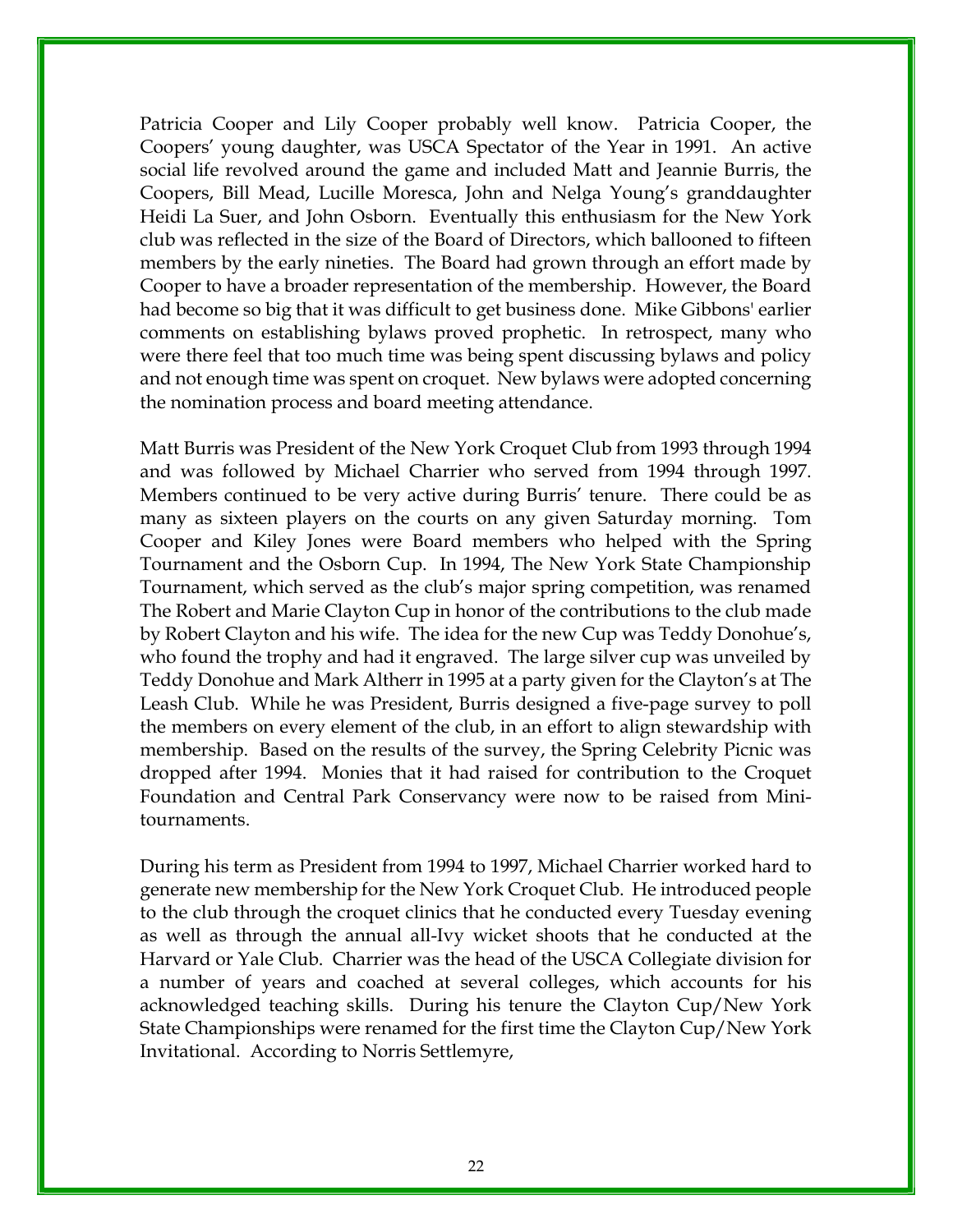Patricia Cooper and Lily Cooper probably well know. Patricia Cooper, the Coopers' young daughter, was USCA Spectator of the Year in 1991. An active social life revolved around the game and included Matt and Jeannie Burris, the Coopers, Bill Mead, Lucille Moresca, John and Nelga Young's granddaughter Heidi La Suer, and John Osborn. Eventually this enthusiasm for the New York club was reflected in the size of the Board of Directors, which ballooned to fifteen members by the early nineties. The Board had grown through an effort made by Cooper to have a broader representation of the membership. However, the Board had become so big that it was difficult to get business done. Mike Gibbons' earlier comments on establishing bylaws proved prophetic. In retrospect, many who were there feel that too much time was being spent discussing bylaws and policy and not enough time was spent on croquet. New bylaws were adopted concerning the nomination process and board meeting attendance.

Matt Burris was President of the New York Croquet Club from 1993 through 1994 and was followed by Michael Charrier who served from 1994 through 1997. Members continued to be very active during Burris' tenure. There could be as many as sixteen players on the courts on any given Saturday morning. Tom Cooper and Kiley Jones were Board members who helped with the Spring Tournament and the Osborn Cup. In 1994, The New York State Championship Tournament, which served as the club's major spring competition, was renamed The Robert and Marie Clayton Cup in honor of the contributions to the club made by Robert Clayton and his wife. The idea for the new Cup was Teddy Donohue's, who found the trophy and had it engraved. The large silver cup was unveiled by Teddy Donohue and Mark Altherr in 1995 at a party given for the Clayton's at The Leash Club. While he was President, Burris designed a five-page survey to poll the members on every element of the club, in an effort to align stewardship with membership. Based on the results of the survey, the Spring Celebrity Picnic was dropped after 1994. Monies that it had raised for contribution to the Croquet Foundation and Central Park Conservancy were now to be raised from Mini-tournaments.

During his term as President from 1994 to 1997, Michael Charrier worked hard to generate new membership for the New York Croquet Club. He introduced people to the club through the croquet clinics that he conducted every Tuesday evening as well as through the annual all-Ivy wicket shoots that he conducted at the Harvard or Yale Club. Charrier was the head of the USCA Collegiate division for a number of years and coached at several colleges, which accounts for his acknowledged teaching skills. During his tenure the Clayton Cup/New York State Championships were renamed for the first time the Clayton Cup/New York Invitational. According to Norris Settlemyre,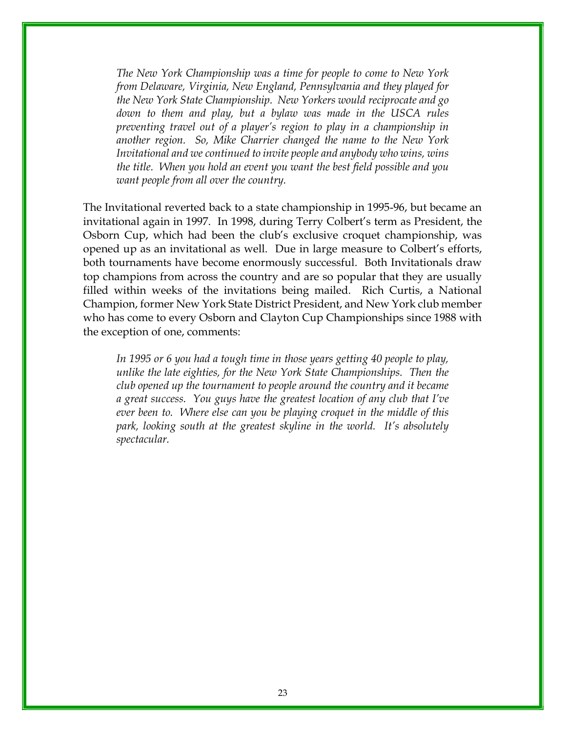*The New York Championship was a time for people to come to New York from Delaware, Virginia, New England, Pennsylvania and they played for the New York State Championship. New Yorkers would reciprocate and go down to them and play, but a bylaw was made in the USCA rules preventing travel out of a player's region to play in a championship in another region. So, Mike Charrier changed the name to the New York Invitational and we continued to invite people and anybody who wins, wins the title. When you hold an event you want the best field possible and you want people from all over the country.*

The Invitational reverted back to a state championship in 1995-96, but became an invitational again in 1997. In 1998, during Terry Colbert's term as President, the Osborn Cup, which had been the club's exclusive croquet championship, was opened up as an invitational as well. Due in large measure to Colbert's efforts, both tournaments have become enormously successful. Both Invitationals draw top champions from across the country and are so popular that they are usually filled within weeks of the invitations being mailed. Rich Curtis, a National Champion, former New York State District President, and New York club member who has come to every Osborn and Clayton Cup Championships since 1988 with the exception of one, comments:

*In 1995 or 6 you had a tough time in those years getting 40 people to play, unlike the late eighties, for the New York State Championships. Then the club opened up the tournament to people around the country and it became a great success. You guys have the greatest location of any club that I've ever been to. Where else can you be playing croquet in the middle of this park, looking south at the greatest skyline in the world. It's absolutely spectacular.*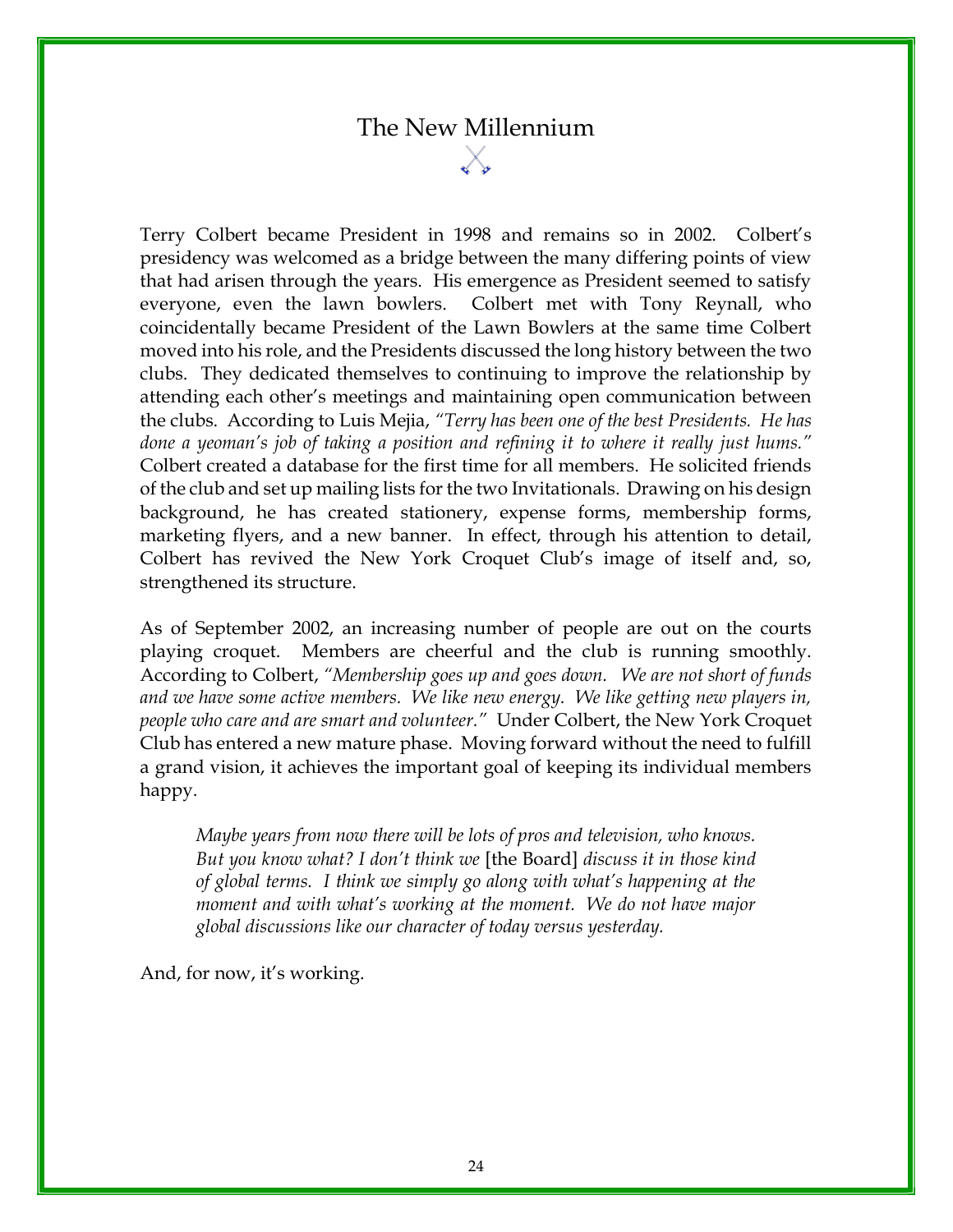# The New Millennium

Terry Colbert became President in 1998 and remains so in 2002. Colbert's presidency was welcomed as a bridge between the many differing points of view that had arisen through the years. His emergence as President seemed to satisfy everyone, even the lawn bowlers. Colbert met with Tony Reynall, who coincidentally became President of the Lawn Bowlers at the same time Colbert moved into his role, and the Presidents discussed the long history between the two clubs. They dedicated themselves to continuing to improve the relationship by attending each other's meetings and maintaining open communication between the clubs. According to Luis Mejia, *"Terry has been one of the best Presidents. He has done a yeoman's job of taking a position and refining it to where it really just hums."* Colbert created a database for the first time for all members. He solicited friends of the club and set up mailing lists for the two Invitationals. Drawing on his design background, he has created stationery, expense forms, membership forms, marketing flyers, and a new banner. In effect, through his attention to detail, Colbert has revived the New York Croquet Club's image of itself and, so, strengthened its structure.

As of September 2002, an increasing number of people are out on the courts playing croquet. Members are cheerful and the club is running smoothly. According to Colbert, *"Membership goes up and goes down. We are not short of funds and we have some active members. We like new energy. We like getting new players in, people who care and are smart and volunteer."* Under Colbert, the New York Croquet Club has entered a new mature phase. Moving forward without the need to fulfill a grand vision, it achieves the important goal of keeping its individual members happy.

> *Maybe years from now there will be lots of pros and television, who knows. But you know what? I don't think we* [the Board] *discuss it in those kind of global terms. I think we simply go along with what's happening at the moment and with what's working at the moment. We do not have major global discussions like our character of today versus yesterday.*

And, for now, it's working.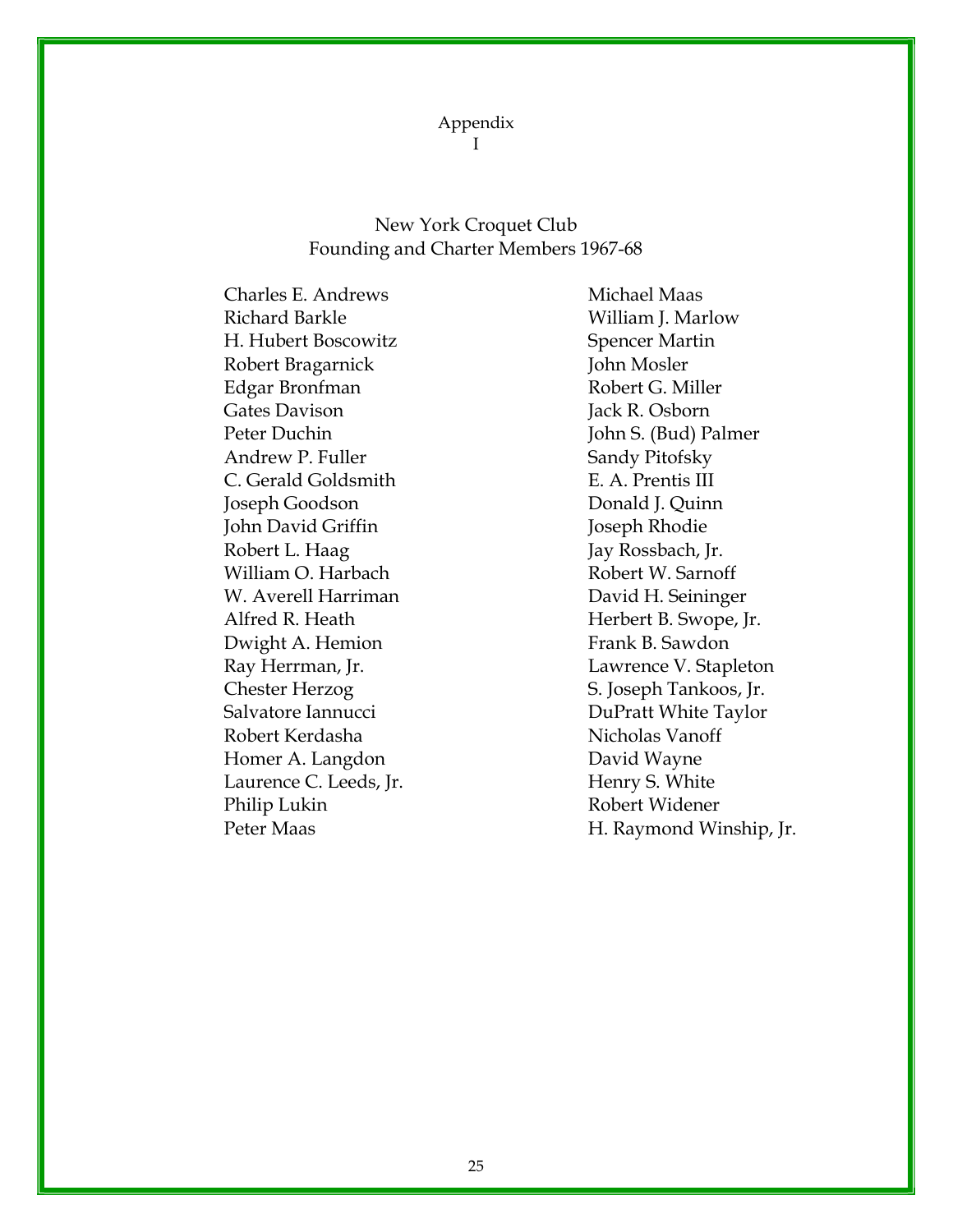# Appendix I

## New York Croquet Club
## Founding and Charter Members 1967-68

Charles E. Andrews
Richard Barkle
H. Hubert Boscowitz
Robert Bragarnick
Edgar Bronfman
Gates Davison
Peter Duchin
Andrew P. Fuller
C. Gerald Goldsmith
Joseph Goodson
John David Griffin
Robert L. Haag
William O. Harbach
W. Averell Harriman
Alfred R. Heath
Dwight A. Hemion
Ray Herrman, Jr.
Chester Herzog
Salvatore Iannucci
Robert Kerdasha
Homer A. Langdon
Laurence C. Leeds, Jr.
Philip Lukin
Peter Maas
Michael Maas
William J. Marlow
Spencer Martin
John Mosler
Robert G. Miller
Jack R. Osborn
John S. (Bud) Palmer
Sandy Pitofsky
E. A. Prentis III
Donald J. Quinn
Joseph Rhodie
Jay Rossbach, Jr.
Robert W. Sarnoff
David H. Seininger
Herbert B. Swope, Jr.
Frank B. Sawdon
Lawrence V. Stapleton
S. Joseph Tankoos, Jr.
DuPratt White Taylor
Nicholas Vanoff
David Wayne
Henry S. White
Robert Widener
H. Raymond Winship, Jr.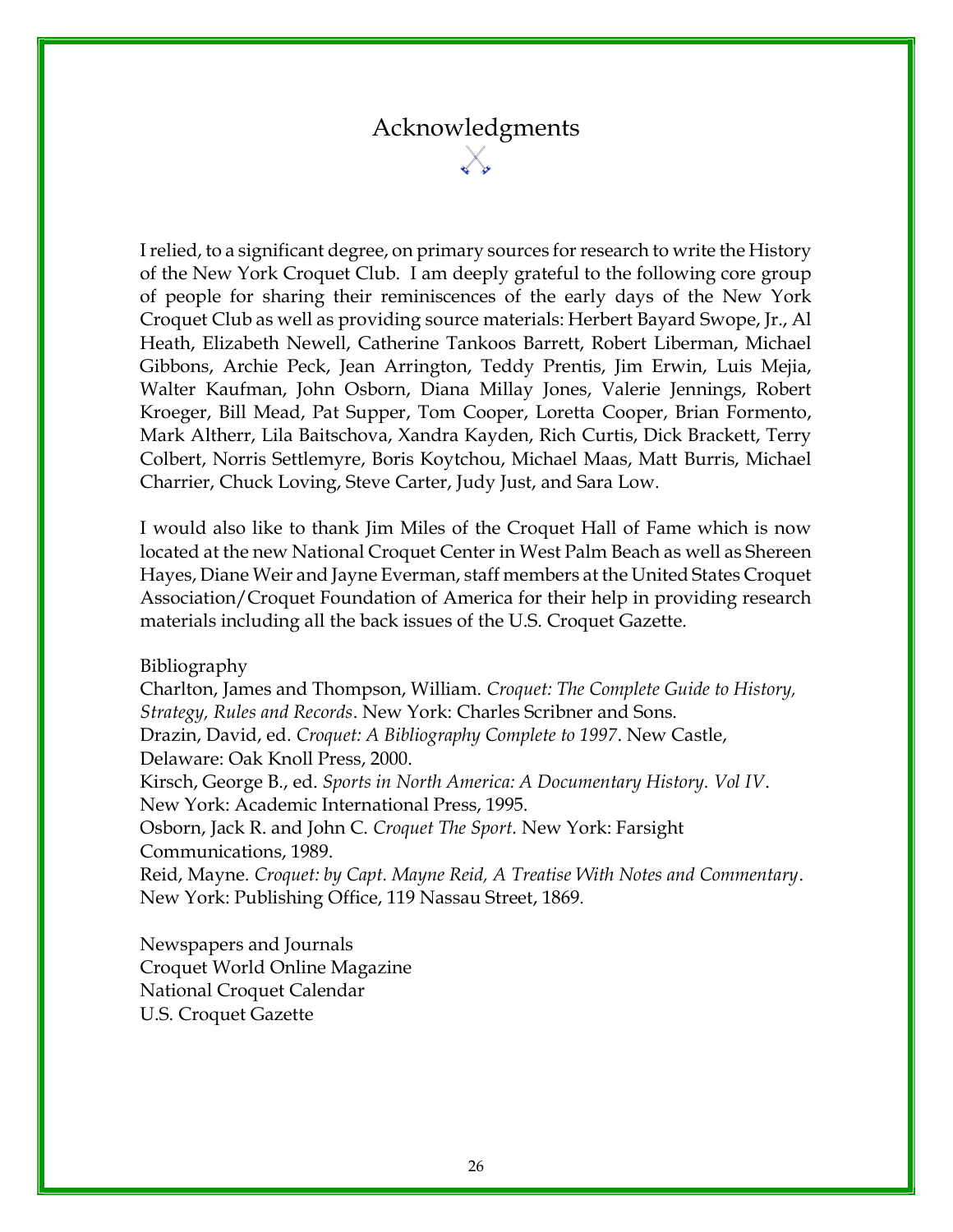# Acknowledgments

I relied, to a significant degree, on primary sources for research to write the History of the New York Croquet Club. I am deeply grateful to the following core group of people for sharing their reminiscences of the early days of the New York Croquet Club as well as providing source materials: Herbert Bayard Swope, Jr., Al Heath, Elizabeth Newell, Catherine Tankoos Barrett, Robert Liberman, Michael Gibbons, Archie Peck, Jean Arrington, Teddy Prentis, Jim Erwin, Luis Mejia, Walter Kaufman, John Osborn, Diana Millay Jones, Valerie Jennings, Robert Kroeger, Bill Mead, Pat Supper, Tom Cooper, Loretta Cooper, Brian Formento, Mark Altherr, Lila Baitschova, Xandra Kayden, Rich Curtis, Dick Brackett, Terry Colbert, Norris Settlemyre, Boris Koytchou, Michael Maas, Matt Burris, Michael Charrier, Chuck Loving, Steve Carter, Judy Just, and Sara Low.

I would also like to thank Jim Miles of the Croquet Hall of Fame which is now located at the new National Croquet Center in West Palm Beach as well as Shereen Hayes, Diane Weir and Jayne Everman, staff members at the United States Croquet Association/Croquet Foundation of America for their help in providing research materials including all the back issues of the U.S. Croquet Gazette.

Bibliography

Charlton, James and Thompson, William. *Croquet: The Complete Guide to History, Strategy, Rules and Records*. New York: Charles Scribner and Sons.

Drazin, David, ed. *Croquet: A Bibliography Complete to 1997*. New Castle, Delaware: Oak Knoll Press, 2000.

Kirsch, George B., ed. *Sports in North America: A Documentary History. Vol IV*. New York: Academic International Press, 1995.

Osborn, Jack R. and John C. *Croquet The Sport.* New York: Farsight Communications, 1989.

Reid, Mayne. *Croquet: by Capt. Mayne Reid, A Treatise With Notes and Commentary*. New York: Publishing Office, 119 Nassau Street, 1869.

Newspapers and Journals

Croquet World Online Magazine

National Croquet Calendar

U.S. Croquet Gazette